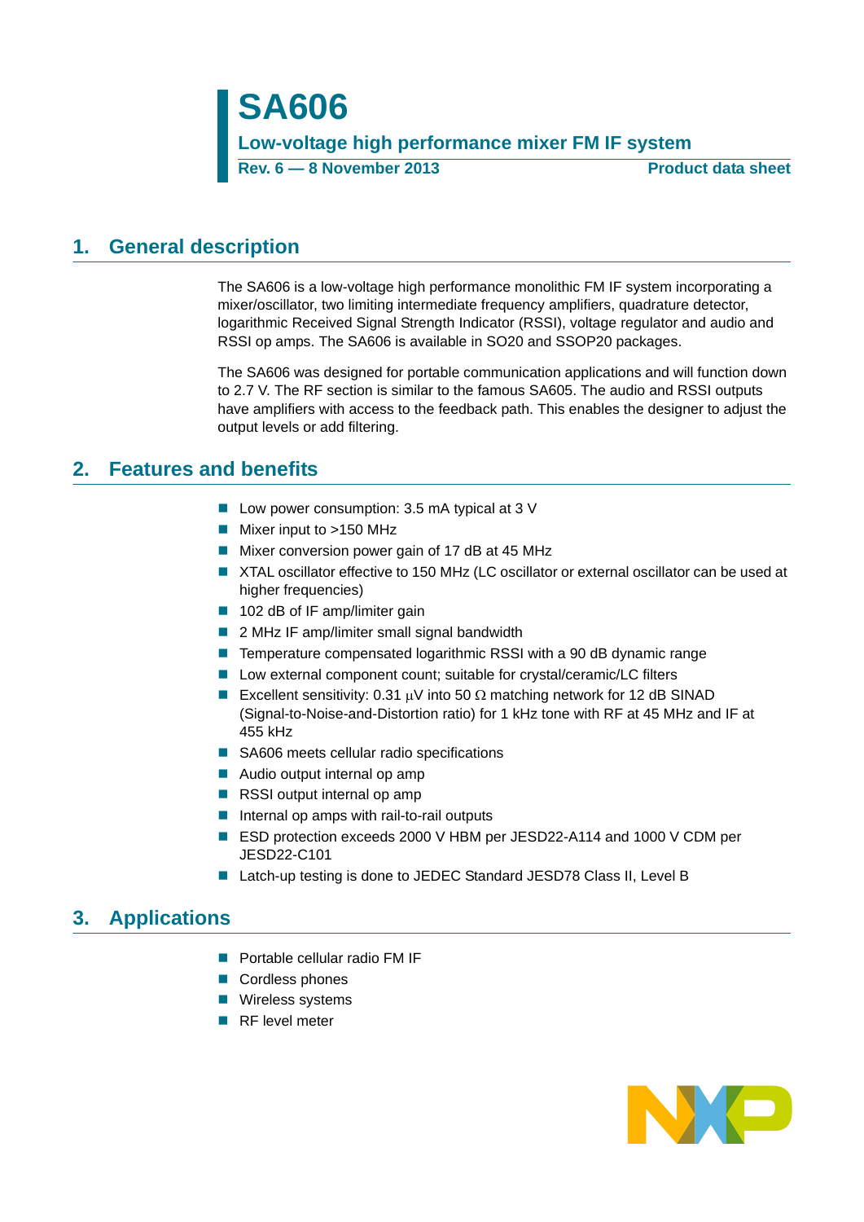# SA606

## Low-voltage high performance mixer FM IF system

**Rev. 6 — 8 November 2013** **Product data sheet**

## 1. General description

The SA606 is a low-voltage high performance monolithic FM IF system incorporating a mixer/oscillator, two limiting intermediate frequency amplifiers, quadrature detector, logarithmic Received Signal Strength Indicator (RSSI), voltage regulator and audio and RSSI op amps. The SA606 is available in SO20 and SSOP20 packages.

The SA606 was designed for portable communication applications and will function down to 2.7 V. The RF section is similar to the famous SA605. The audio and RSSI outputs have amplifiers with access to the feedback path. This enables the designer to adjust the output levels or add filtering.

## 2. Features and benefits

- Low power consumption: 3.5 mA typical at 3 V
- Mixer input to >150 MHz
- Mixer conversion power gain of 17 dB at 45 MHz
- XTAL oscillator effective to 150 MHz (LC oscillator or external oscillator can be used at higher frequencies)
- 102 dB of IF amp/limiter gain
- 2 MHz IF amp/limiter small signal bandwidth
- Temperature compensated logarithmic RSSI with a 90 dB dynamic range
- Low external component count; suitable for crystal/ceramic/LC filters
- Excellent sensitivity: 0.31 μV into 50 Ω matching network for 12 dB SINAD (Signal-to-Noise-and-Distortion ratio) for 1 kHz tone with RF at 45 MHz and IF at 455 kHz
- SA606 meets cellular radio specifications
- Audio output internal op amp
- RSSI output internal op amp
- Internal op amps with rail-to-rail outputs
- ESD protection exceeds 2000 V HBM per JESD22-A114 and 1000 V CDM per JESD22-C101
- Latch-up testing is done to JEDEC Standard JESD78 Class II, Level B

## 3. Applications

- Portable cellular radio FM IF
- Cordless phones
- Wireless systems
- RF level meter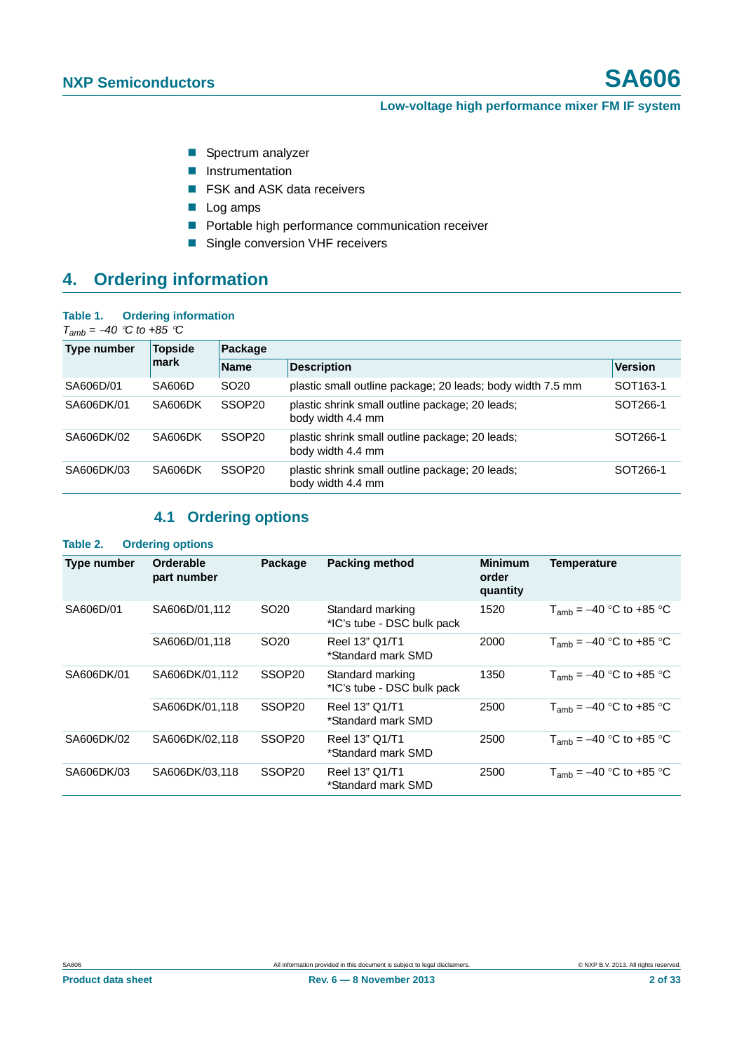- Spectrum analyzer
- Instrumentation
- FSK and ASK data receivers
- Log amps
- Portable high performance communication receiver
- Single conversion VHF receivers

## 4. Ordering information

**Table 1. Ordering information**

*$T_{amb}$ = −40 °C to +85 °C*

| Type number | Topside mark | Package | | |
|---|---|---|---|---|
| | | Name | Description | Version |
| SA606D/01 | SA606D | SO20 | plastic small outline package; 20 leads; body width 7.5 mm | SOT163-1 |
| SA606DK/01 | SA606DK | SSOP20 | plastic shrink small outline package; 20 leads; body width 4.4 mm | SOT266-1 |
| SA606DK/02 | SA606DK | SSOP20 | plastic shrink small outline package; 20 leads; body width 4.4 mm | SOT266-1 |
| SA606DK/03 | SA606DK | SSOP20 | plastic shrink small outline package; 20 leads; body width 4.4 mm | SOT266-1 |

### 4.1 Ordering options

**Table 2. Ordering options**

| Type number | Orderable part number | Package | Packing method | Minimum order quantity | Temperature |
|---|---|---|---|---|---|
| SA606D/01 | SA606D/01,112 | SO20 | Standard marking *IC's tube - DSC bulk pack | 1520 | $T_{amb}$ = −40 °C to +85 °C |
| | SA606D/01,118 | SO20 | Reel 13" Q1/T1 *Standard mark SMD | 2000 | $T_{amb}$ = −40 °C to +85 °C |
| SA606DK/01 | SA606DK/01,112 | SSOP20 | Standard marking *IC's tube - DSC bulk pack | 1350 | $T_{amb}$ = −40 °C to +85 °C |
| | SA606DK/01,118 | SSOP20 | Reel 13" Q1/T1 *Standard mark SMD | 2500 | $T_{amb}$ = −40 °C to +85 °C |
| SA606DK/02 | SA606DK/02,118 | SSOP20 | Reel 13" Q1/T1 *Standard mark SMD | 2500 | $T_{amb}$ = −40 °C to +85 °C |
| SA606DK/03 | SA606DK/03,118 | SSOP20 | Reel 13" Q1/T1 *Standard mark SMD | 2500 | $T_{amb}$ = −40 °C to +85 °C |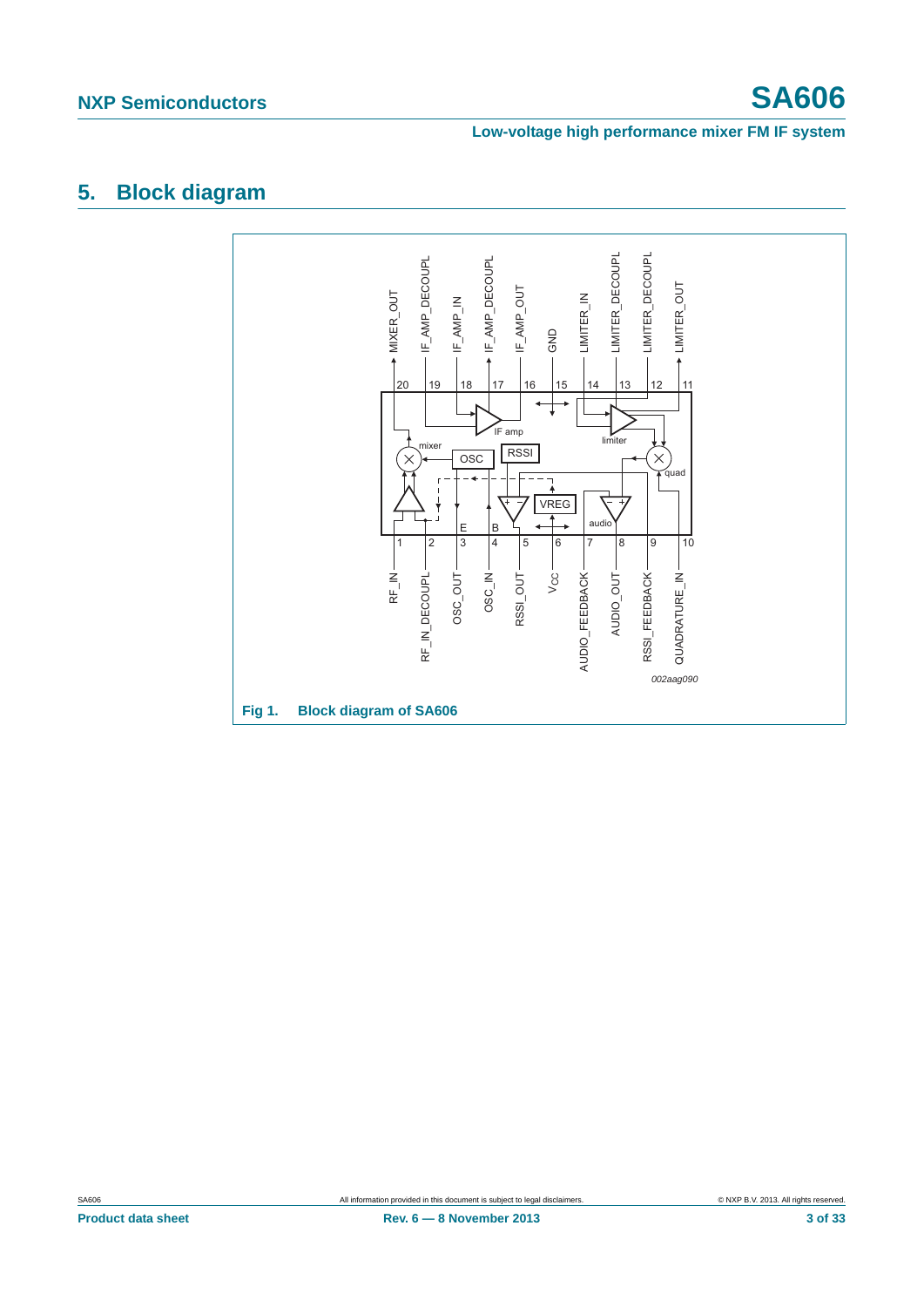## 5. Block diagram

Fig 1. Block diagram of SA606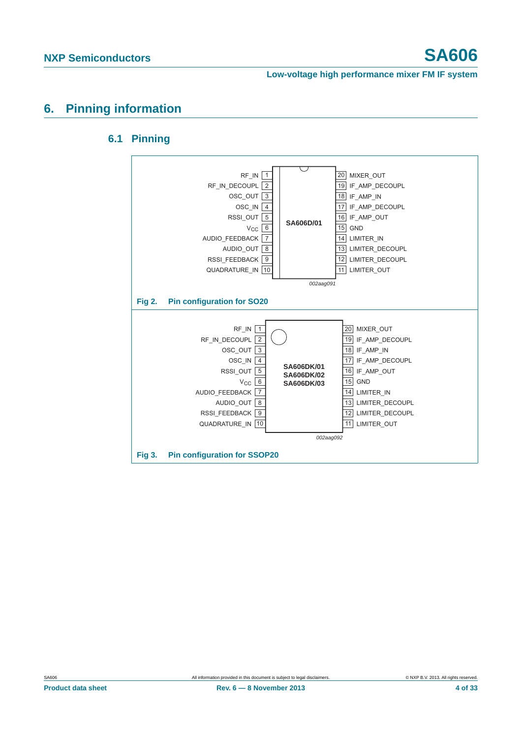# 6. Pinning information

## 6.1 Pinning

| Pin | Name | Pin | Name |
|---|---|---|---|
| 1 | RF_IN | 20 | MIXER_OUT |
| 2 | RF_IN_DECOUPL | 19 | IF_AMP_DECOUPL |
| 3 | OSC_OUT | 18 | IF_AMP_IN |
| 4 | OSC_IN | 17 | IF_AMP_DECOUPL |
| 5 | RSSI_OUT | 16 | IF_AMP_OUT |
| 6 | $V_{CC}$ | 15 | GND |
| 7 | AUDIO_FEEDBACK | 14 | LIMITER_IN |
| 8 | AUDIO_OUT | 13 | LIMITER_DECOUPL |
| 9 | RSSI_FEEDBACK | 12 | LIMITER_DECOUPL |
| 10 | QUADRATURE_IN | 11 | LIMITER_OUT |

SA606D/01

*002aag091*

**Fig 2. Pin configuration for SO20**

| Pin | Name | Pin | Name |
|---|---|---|---|
| 1 | RF_IN | 20 | MIXER_OUT |
| 2 | RF_IN_DECOUPL | 19 | IF_AMP_DECOUPL |
| 3 | OSC_OUT | 18 | IF_AMP_IN |
| 4 | OSC_IN | 17 | IF_AMP_DECOUPL |
| 5 | RSSI_OUT | 16 | IF_AMP_OUT |
| 6 | $V_{CC}$ | 15 | GND |
| 7 | AUDIO_FEEDBACK | 14 | LIMITER_IN |
| 8 | AUDIO_OUT | 13 | LIMITER_DECOUPL |
| 9 | RSSI_FEEDBACK | 12 | LIMITER_DECOUPL |
| 10 | QUADRATURE_IN | 11 | LIMITER_OUT |

SA606DK/01
SA606DK/02
SA606DK/03

*002aag092*

**Fig 3. Pin configuration for SSOP20**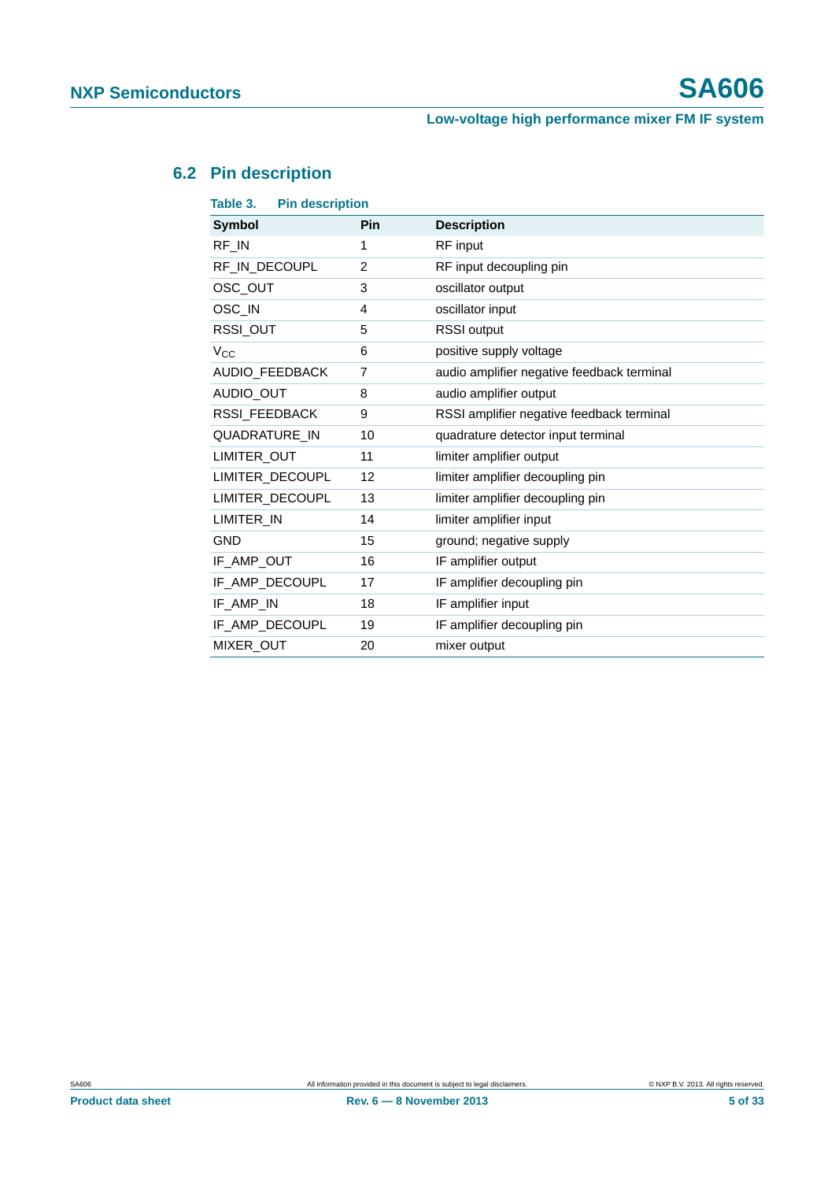### 6.2 Pin description

**Table 3. Pin description**

| Symbol | Pin | Description |
|---|---|---|
| RF_IN | 1 | RF input |
| RF_IN_DECOUPL | 2 | RF input decoupling pin |
| OSC_OUT | 3 | oscillator output |
| OSC_IN | 4 | oscillator input |
| RSSI_OUT | 5 | RSSI output |
| $V_{CC}$ | 6 | positive supply voltage |
| AUDIO_FEEDBACK | 7 | audio amplifier negative feedback terminal |
| AUDIO_OUT | 8 | audio amplifier output |
| RSSI_FEEDBACK | 9 | RSSI amplifier negative feedback terminal |
| QUADRATURE_IN | 10 | quadrature detector input terminal |
| LIMITER_OUT | 11 | limiter amplifier output |
| LIMITER_DECOUPL | 12 | limiter amplifier decoupling pin |
| LIMITER_DECOUPL | 13 | limiter amplifier decoupling pin |
| LIMITER_IN | 14 | limiter amplifier input |
| GND | 15 | ground; negative supply |
| IF_AMP_OUT | 16 | IF amplifier output |
| IF_AMP_DECOUPL | 17 | IF amplifier decoupling pin |
| IF_AMP_IN | 18 | IF amplifier input |
| IF_AMP_DECOUPL | 19 | IF amplifier decoupling pin |
| MIXER_OUT | 20 | mixer output |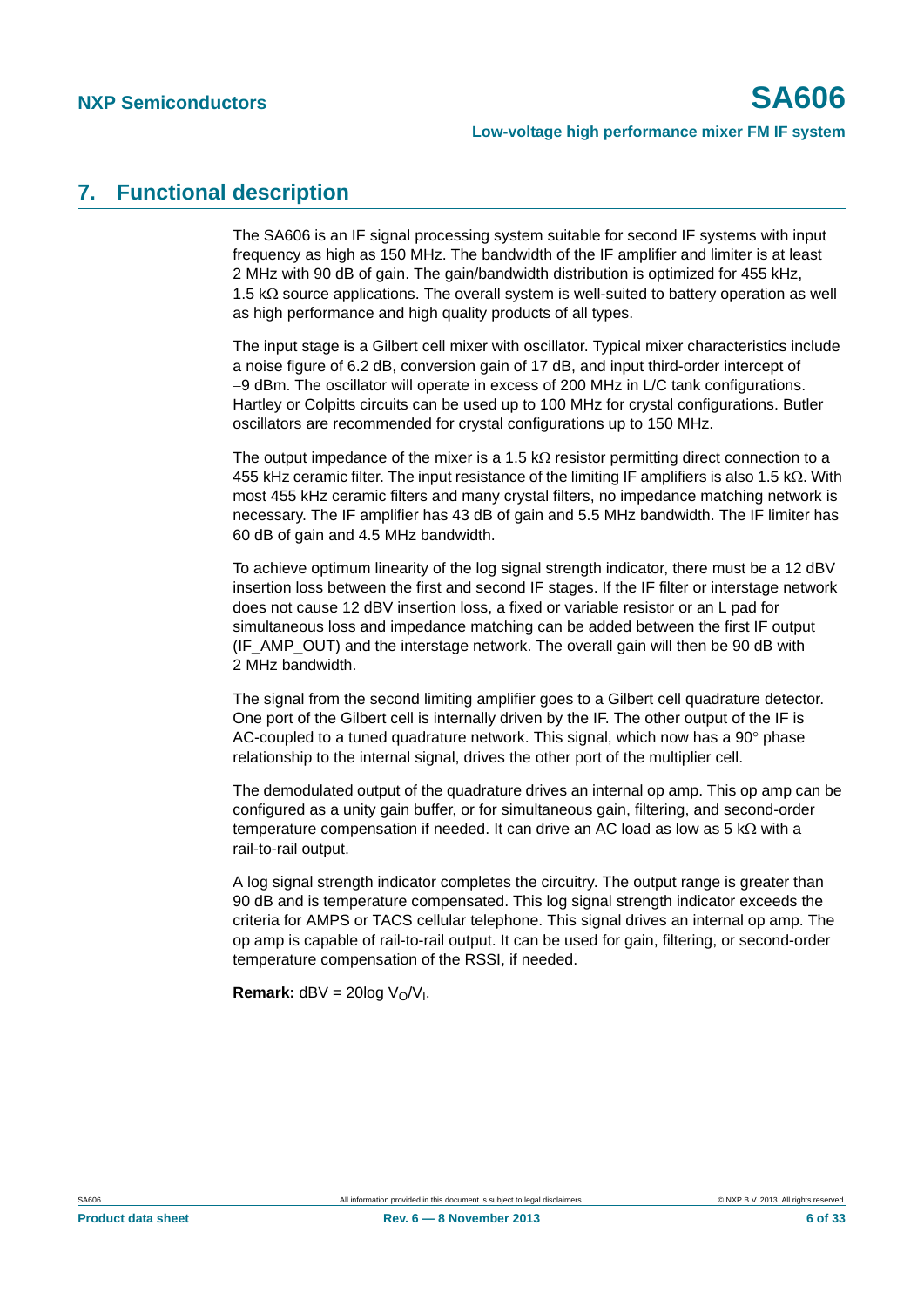# 7. Functional description

The SA606 is an IF signal processing system suitable for second IF systems with input frequency as high as 150 MHz. The bandwidth of the IF amplifier and limiter is at least 2 MHz with 90 dB of gain. The gain/bandwidth distribution is optimized for 455 kHz, 1.5 kΩ source applications. The overall system is well-suited to battery operation as well as high performance and high quality products of all types.

The input stage is a Gilbert cell mixer with oscillator. Typical mixer characteristics include a noise figure of 6.2 dB, conversion gain of 17 dB, and input third-order intercept of −9 dBm. The oscillator will operate in excess of 200 MHz in L/C tank configurations. Hartley or Colpitts circuits can be used up to 100 MHz for crystal configurations. Butler oscillators are recommended for crystal configurations up to 150 MHz.

The output impedance of the mixer is a 1.5 kΩ resistor permitting direct connection to a 455 kHz ceramic filter. The input resistance of the limiting IF amplifiers is also 1.5 kΩ. With most 455 kHz ceramic filters and many crystal filters, no impedance matching network is necessary. The IF amplifier has 43 dB of gain and 5.5 MHz bandwidth. The IF limiter has 60 dB of gain and 4.5 MHz bandwidth.

To achieve optimum linearity of the log signal strength indicator, there must be a 12 dBV insertion loss between the first and second IF stages. If the IF filter or interstage network does not cause 12 dBV insertion loss, a fixed or variable resistor or an L pad for simultaneous loss and impedance matching can be added between the first IF output (IF_AMP_OUT) and the interstage network. The overall gain will then be 90 dB with 2 MHz bandwidth.

The signal from the second limiting amplifier goes to a Gilbert cell quadrature detector. One port of the Gilbert cell is internally driven by the IF. The other output of the IF is AC-coupled to a tuned quadrature network. This signal, which now has a 90° phase relationship to the internal signal, drives the other port of the multiplier cell.

The demodulated output of the quadrature drives an internal op amp. This op amp can be configured as a unity gain buffer, or for simultaneous gain, filtering, and second-order temperature compensation if needed. It can drive an AC load as low as 5 kΩ with a rail-to-rail output.

A log signal strength indicator completes the circuitry. The output range is greater than 90 dB and is temperature compensated. This log signal strength indicator exceeds the criteria for AMPS or TACS cellular telephone. This signal drives an internal op amp. The op amp is capable of rail-to-rail output. It can be used for gain, filtering, or second-order temperature compensation of the RSSI, if needed.

**Remark:** dBV = 20log $V_O/V_I$.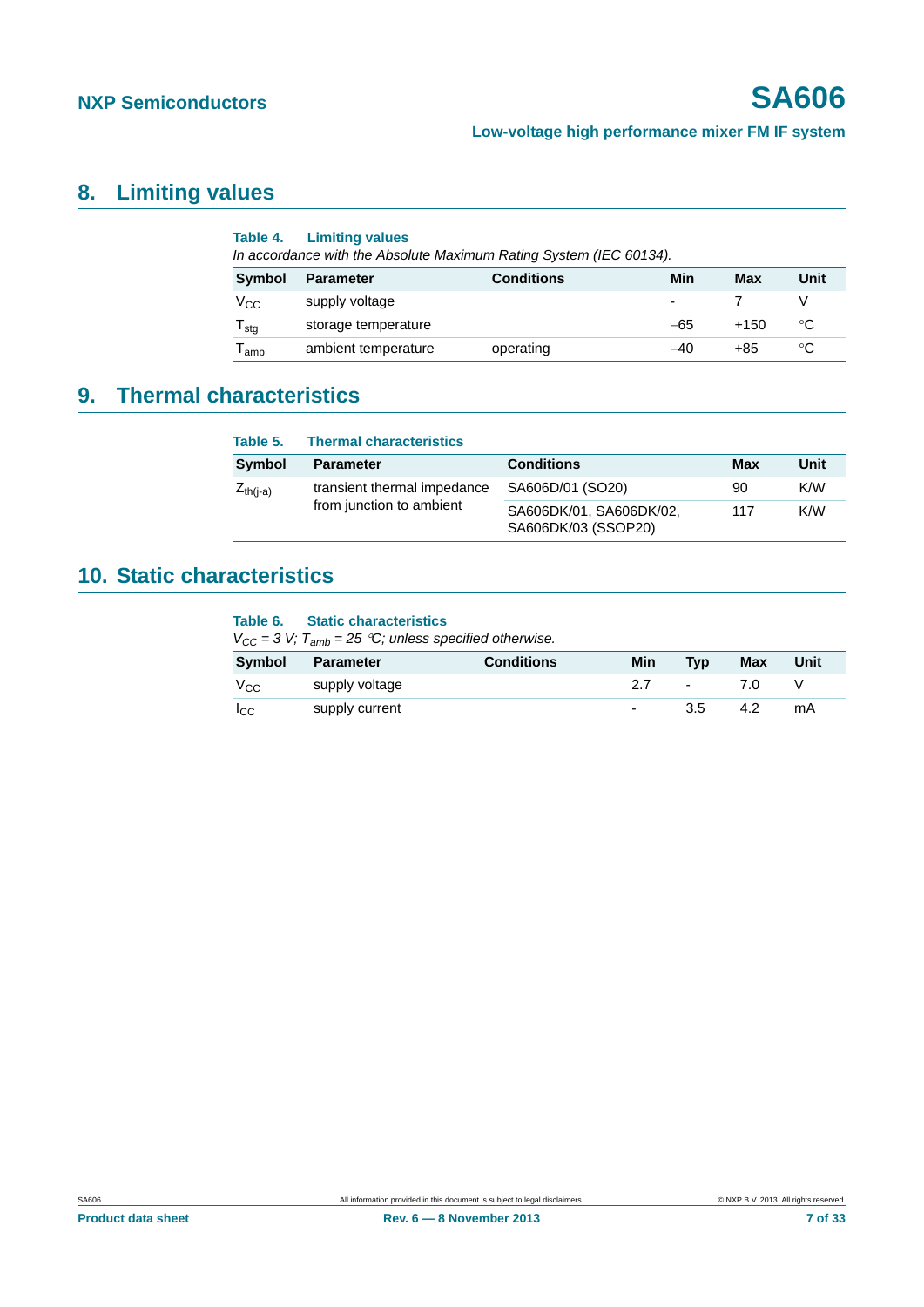## 8. Limiting values

**Table 4. Limiting values**

*In accordance with the Absolute Maximum Rating System (IEC 60134).*

| Symbol | Parameter | Conditions | Min | Max | Unit |
|---|---|---|---|---|---|
| $V_{CC}$ | supply voltage | | - | 7 | V |
| $T_{stg}$ | storage temperature | | −65 | +150 | °C |
| $T_{amb}$ | ambient temperature | operating | −40 | +85 | °C |

## 9. Thermal characteristics

**Table 5. Thermal characteristics**

| Symbol | Parameter | Conditions | Max | Unit |
|---|---|---|---|---|
| $Z_{th(j-a)}$ | transient thermal impedance from junction to ambient | SA606D/01 (SO20) | 90 | K/W |
| | | SA606DK/01, SA606DK/02, SA606DK/03 (SSOP20) | 117 | K/W |

## 10. Static characteristics

**Table 6. Static characteristics**

*$V_{CC}$ = 3 V; $T_{amb}$ = 25 °C; unless specified otherwise.*

| Symbol | Parameter | Conditions | Min | Typ | Max | Unit |
|---|---|---|---|---|---|---|
| $V_{CC}$ | supply voltage | | 2.7 | - | 7.0 | V |
| $I_{CC}$ | supply current | | - | 3.5 | 4.2 | mA |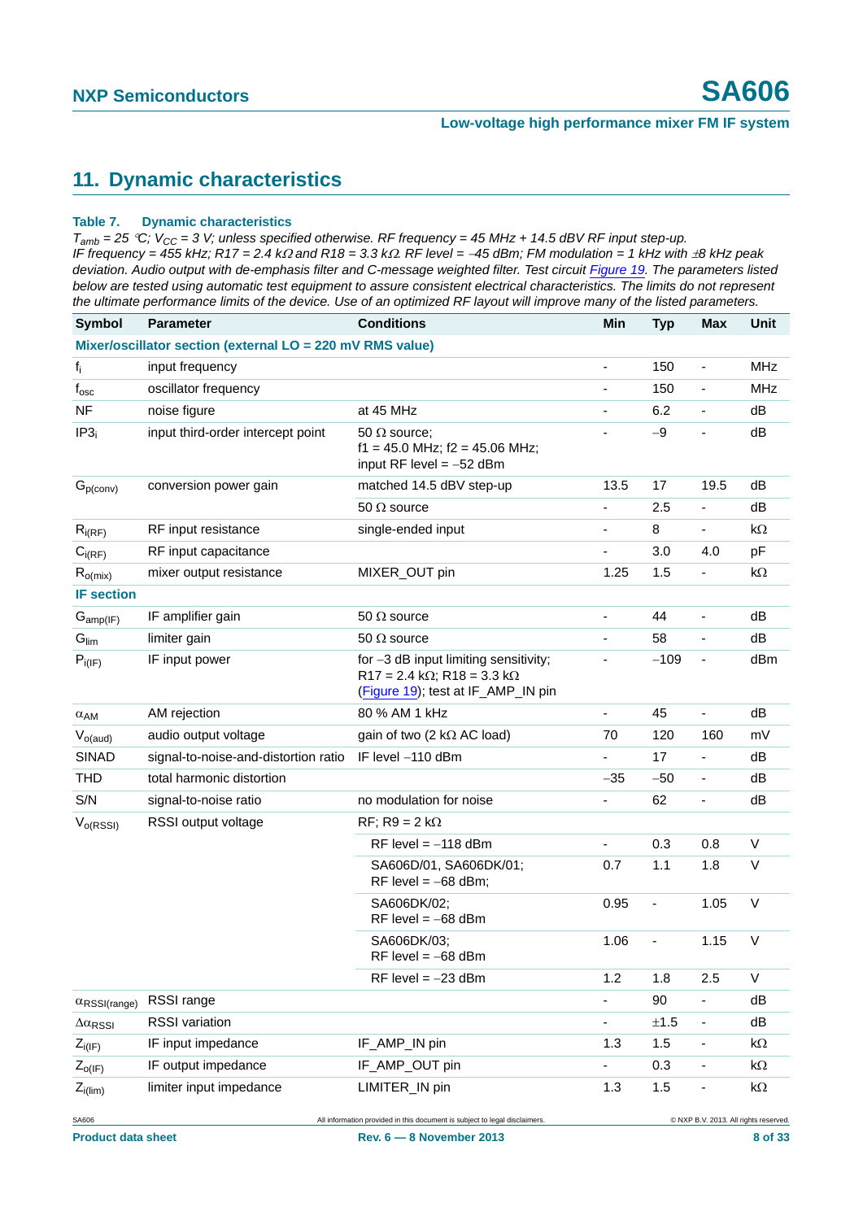## 11. Dynamic characteristics

**Table 7. Dynamic characteristics**

*$T_{amb}$ = 25 °C; $V_{CC}$ = 3 V; unless specified otherwise. RF frequency = 45 MHz + 14.5 dBV RF input step-up. IF frequency = 455 kHz; R17 = 2.4 kΩ and R18 = 3.3 kΩ. RF level = −45 dBm; FM modulation = 1 kHz with ±8 kHz peak deviation. Audio output with de-emphasis filter and C-message weighted filter. Test circuit Figure 19. The parameters listed below are tested using automatic test equipment to assure consistent electrical characteristics. The limits do not represent the ultimate performance limits of the device. Use of an optimized RF layout will improve many of the listed parameters.*

| Symbol | Parameter | Conditions | Min | Typ | Max | Unit |
|---|---|---|---|---|---|---|
| **Mixer/oscillator section (external LO = 220 mV RMS value)** | | | | | | |
| $f_i$ | input frequency | | - | 150 | - | MHz |
| $f_{osc}$ | oscillator frequency | | - | 150 | - | MHz |
| NF | noise figure | at 45 MHz | - | 6.2 | - | dB |
| $IP3_i$ | input third-order intercept point | 50 Ω source; f1 = 45.0 MHz; f2 = 45.06 MHz; input RF level = −52 dBm | - | −9 | - | dB |
| $G_{p(conv)}$ | conversion power gain | matched 14.5 dBV step-up | 13.5 | 17 | 19.5 | dB |
| | | 50 Ω source | - | 2.5 | - | dB |
| $R_{i(RF)}$ | RF input resistance | single-ended input | - | 8 | - | kΩ |
| $C_{i(RF)}$ | RF input capacitance | | - | 3.0 | 4.0 | pF |
| $R_{o(mix)}$ | mixer output resistance | MIXER_OUT pin | 1.25 | 1.5 | - | kΩ |
| **IF section** | | | | | | |
| $G_{amp(IF)}$ | IF amplifier gain | 50 Ω source | - | 44 | - | dB |
| $G_{lim}$ | limiter gain | 50 Ω source | - | 58 | - | dB |
| $P_{i(IF)}$ | IF input power | for −3 dB input limiting sensitivity; R17 = 2.4 kΩ; R18 = 3.3 kΩ (Figure 19); test at IF_AMP_IN pin | - | −109 | - | dBm |
| $\alpha_{AM}$ | AM rejection | 80 % AM 1 kHz | - | 45 | - | dB |
| $V_{o(aud)}$ | audio output voltage | gain of two (2 kΩ AC load) | 70 | 120 | 160 | mV |
| SINAD | signal-to-noise-and-distortion ratio | IF level −110 dBm | - | 17 | - | dB |
| THD | total harmonic distortion | | −35 | −50 | - | dB |
| S/N | signal-to-noise ratio | no modulation for noise | - | 62 | - | dB |
| $V_{o(RSSI)}$ | RSSI output voltage | RF; R9 = 2 kΩ | | | | |
| | | RF level = −118 dBm | - | 0.3 | 0.8 | V |
| | | SA606D/01, SA606DK/01; RF level = −68 dBm; | 0.7 | 1.1 | 1.8 | V |
| | | SA606DK/02; RF level = −68 dBm | 0.95 | - | 1.05 | V |
| | | SA606DK/03; RF level = −68 dBm | 1.06 | - | 1.15 | V |
| | | RF level = −23 dBm | 1.2 | 1.8 | 2.5 | V |
| $\alpha_{RSSI(range)}$ | RSSI range | | - | 90 | - | dB |
| $\Delta\alpha_{RSSI}$ | RSSI variation | | - | ±1.5 | - | dB |
| $Z_{i(IF)}$ | IF input impedance | IF_AMP_IN pin | 1.3 | 1.5 | - | kΩ |
| $Z_{o(IF)}$ | IF output impedance | IF_AMP_OUT pin | - | 0.3 | - | kΩ |
| $Z_{i(lim)}$ | limiter input impedance | LIMITER_IN pin | 1.3 | 1.5 | - | kΩ |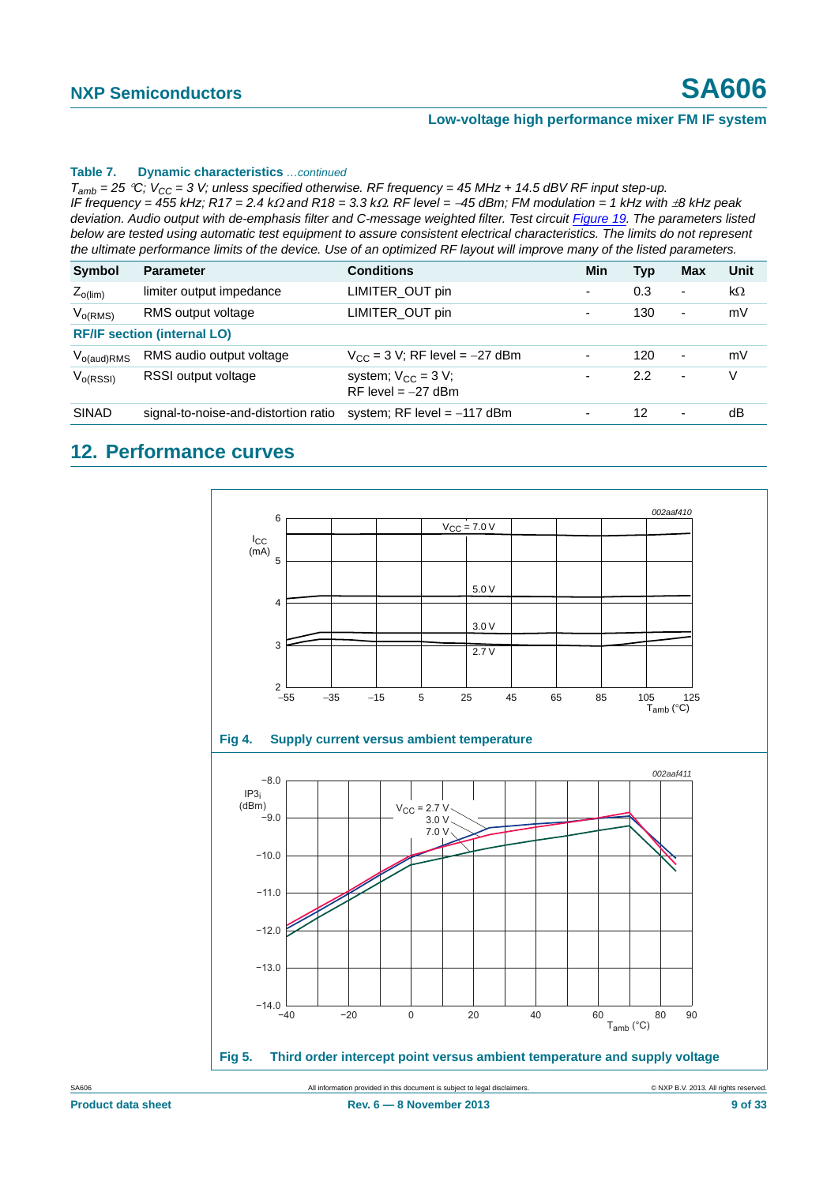**Table 7. Dynamic characteristics** *...continued*

*$T_{amb}$ = 25 °C; $V_{CC}$ = 3 V; unless specified otherwise. RF frequency = 45 MHz + 14.5 dBV RF input step-up. IF frequency = 455 kHz; R17 = 2.4 kΩ and R18 = 3.3 kΩ. RF level = −45 dBm; FM modulation = 1 kHz with ±8 kHz peak deviation. Audio output with de-emphasis filter and C-message weighted filter. Test circuit Figure 19. The parameters listed below are tested using automatic test equipment to assure consistent electrical characteristics. The limits do not represent the ultimate performance limits of the device. Use of an optimized RF layout will improve many of the listed parameters.*

| Symbol | Parameter | Conditions | Min | Typ | Max | Unit |
|---|---|---|---|---|---|---|
| $Z_{o(lim)}$ | limiter output impedance | LIMITER_OUT pin | - | 0.3 | - | kΩ |
| $V_{o(RMS)}$ | RMS output voltage | LIMITER_OUT pin | - | 130 | - | mV |
| **RF/IF section (internal LO)** | | | | | | |
| $V_{o(aud)RMS}$ | RMS audio output voltage | $V_{CC}$ = 3 V; RF level = −27 dBm | - | 120 | - | mV |
| $V_{o(RSSI)}$ | RSSI output voltage | system; $V_{CC}$ = 3 V; RF level = −27 dBm | - | 2.2 | - | V |
| SINAD | signal-to-noise-and-distortion ratio | system; RF level = −117 dBm | - | 12 | - | dB |

## 12. Performance curves

**Fig 4. Supply current versus ambient temperature**

**Fig 5. Third order intercept point versus ambient temperature and supply voltage**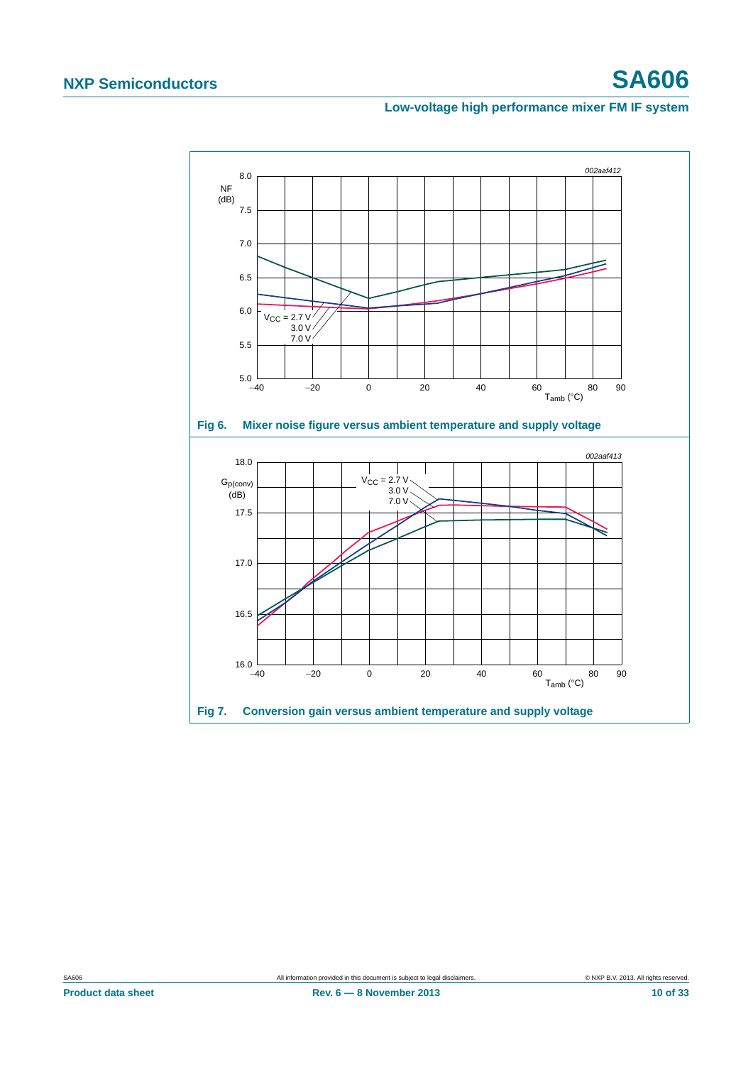**Fig 6. Mixer noise figure versus ambient temperature and supply voltage**

**Fig 7. Conversion gain versus ambient temperature and supply voltage**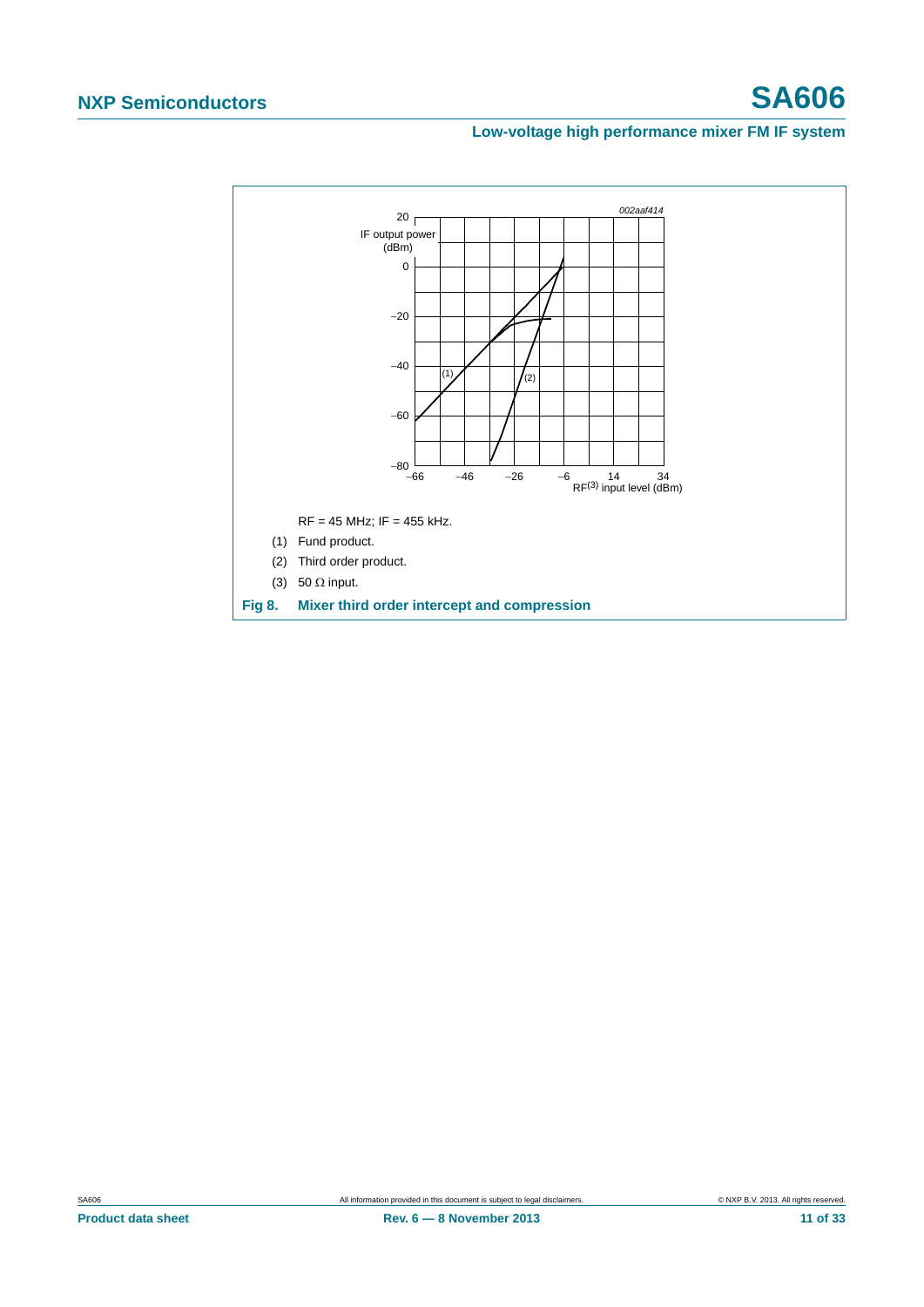002aaf414

RF = 45 MHz; IF = 455 kHz.

(1) Fund product.

(2) Third order product.

(3) 50 Ω input.

**Fig 8. Mixer third order intercept and compression**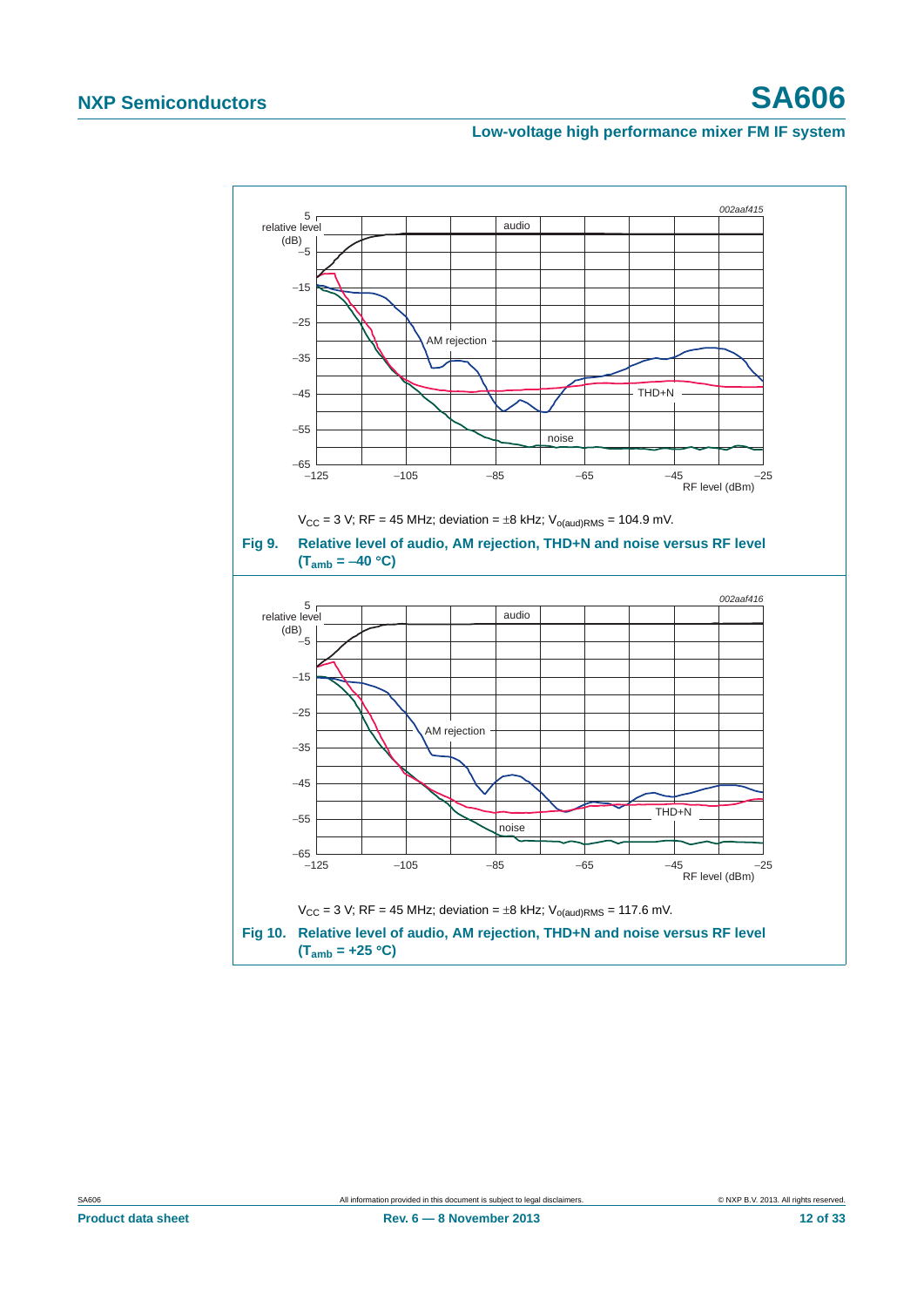$V_{CC}$ = 3 V; RF = 45 MHz; deviation = ±8 kHz; $V_{o(aud)RMS}$ = 104.9 mV.

**Fig 9. Relative level of audio, AM rejection, THD+N and noise versus RF level ($T_{amb}$ = −40 °C)**

$V_{CC}$ = 3 V; RF = 45 MHz; deviation = ±8 kHz; $V_{o(aud)RMS}$ = 117.6 mV.

**Fig 10. Relative level of audio, AM rejection, THD+N and noise versus RF level ($T_{amb}$ = +25 °C)**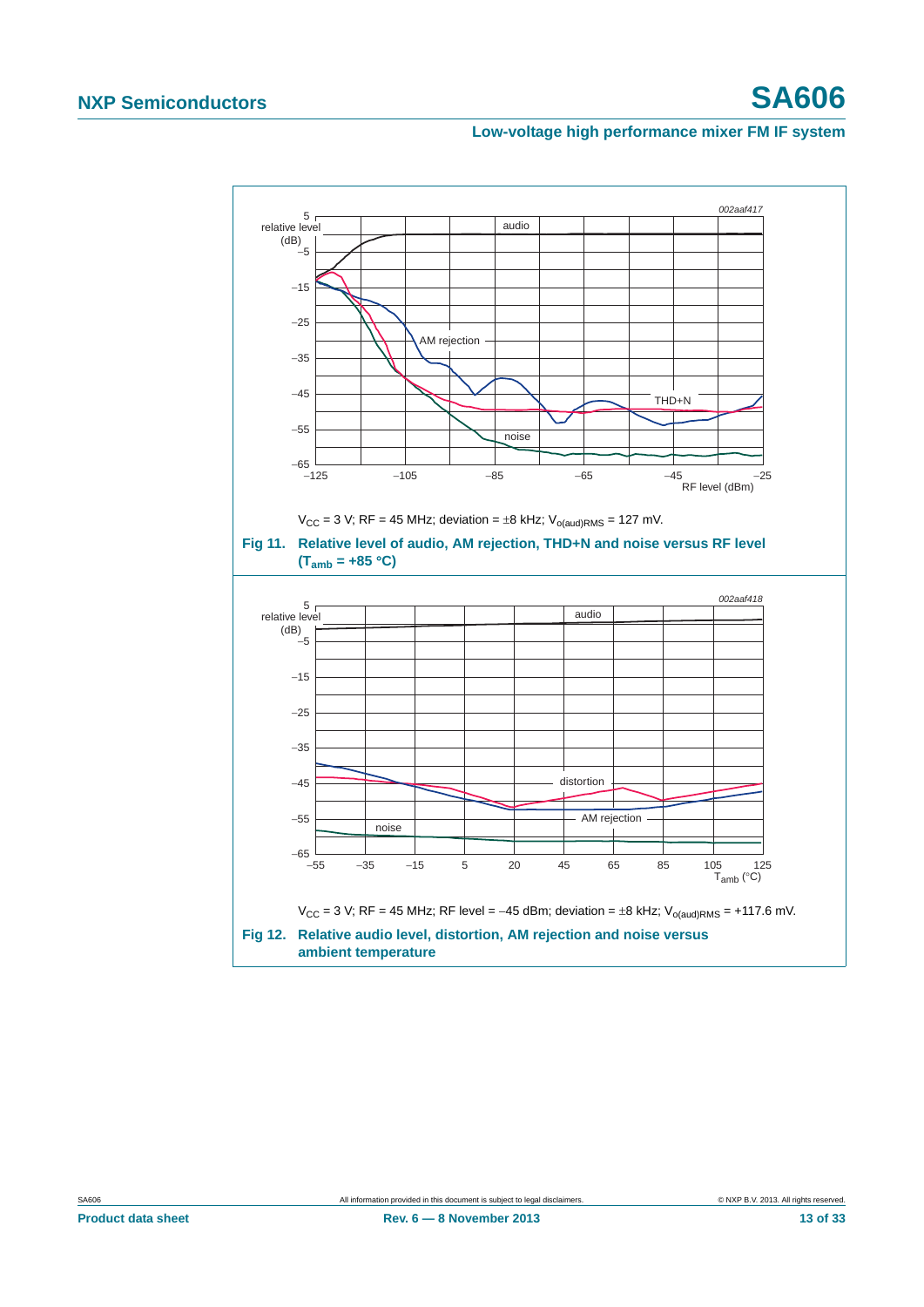002aaf417

$V_{CC}$ = 3 V; RF = 45 MHz; deviation = ±8 kHz; $V_{o(aud)RMS}$ = 127 mV.

**Fig 11. Relative level of audio, AM rejection, THD+N and noise versus RF level ($T_{amb}$ = +85 °C)**

002aaf418

$V_{CC}$ = 3 V; RF = 45 MHz; RF level = −45 dBm; deviation = ±8 kHz; $V_{o(aud)RMS}$ = +117.6 mV.

**Fig 12. Relative audio level, distortion, AM rejection and noise versus ambient temperature**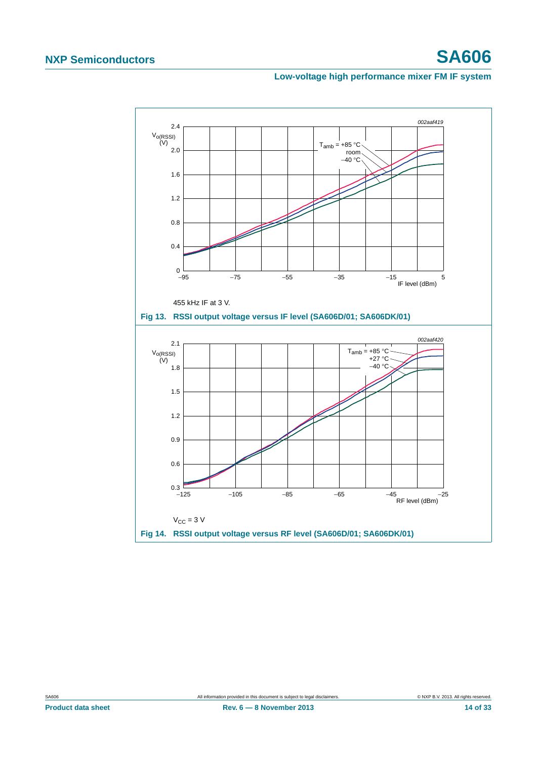002aaf419

455 kHz IF at 3 V.

**Fig 13. RSSI output voltage versus IF level (SA606D/01; SA606DK/01)**

002aaf420

$V_{CC}$ = 3 V

**Fig 14. RSSI output voltage versus RF level (SA606D/01; SA606DK/01)**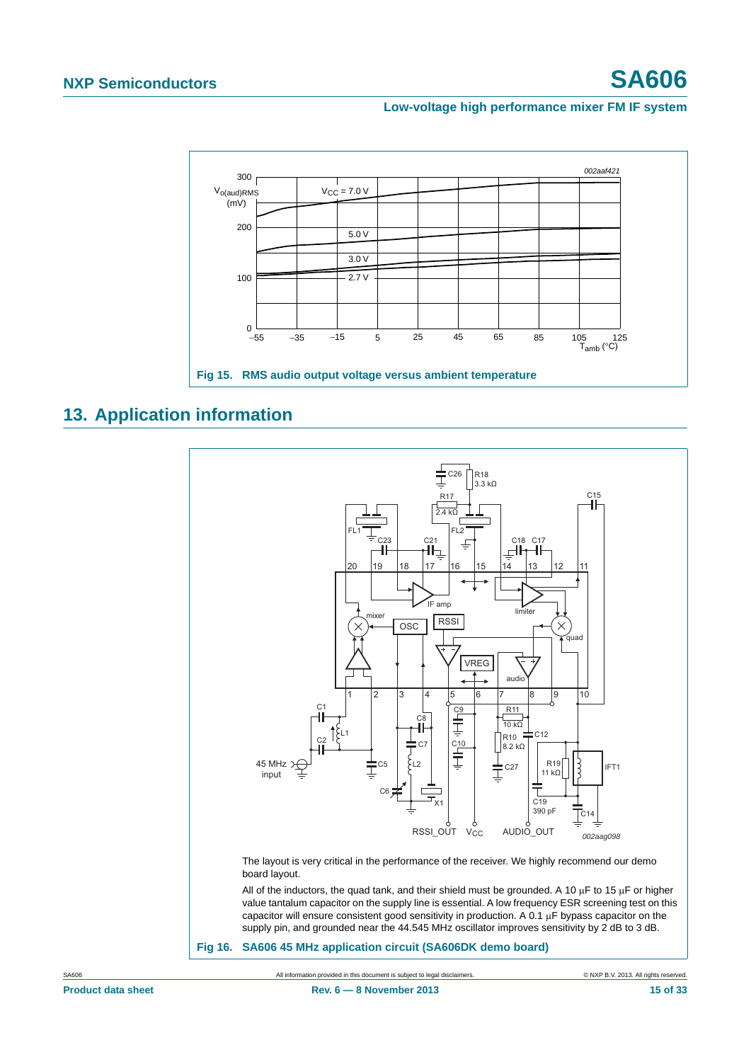Fig 15. RMS audio output voltage versus ambient temperature

## 13. Application information

The layout is very critical in the performance of the receiver. We highly recommend our demo board layout.

All of the inductors, the quad tank, and their shield must be grounded. A 10 μF to 15 μF or higher value tantalum capacitor on the supply line is essential. A low frequency ESR screening test on this capacitor will ensure consistent good sensitivity in production. A 0.1 μF bypass capacitor on the supply pin, and grounded near the 44.545 MHz oscillator improves sensitivity by 2 dB to 3 dB.

Fig 16. SA606 45 MHz application circuit (SA606DK demo board)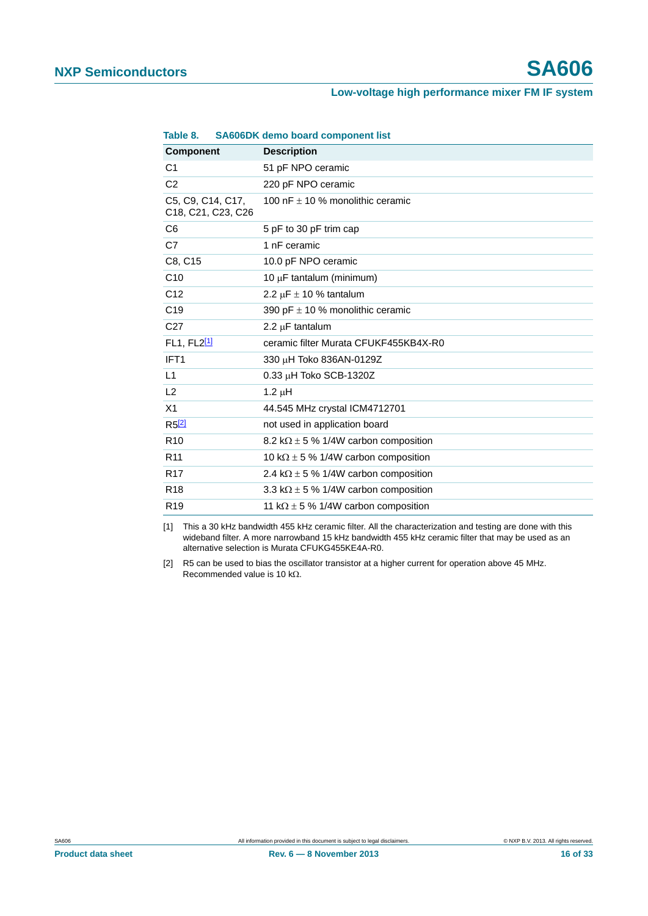**Table 8. SA606DK demo board component list**

| Component | Description |
|---|---|
| C1 | 51 pF NPO ceramic |
| C2 | 220 pF NPO ceramic |
| C5, C9, C14, C17, C18, C21, C23, C26 | 100 nF ± 10 % monolithic ceramic |
| C6 | 5 pF to 30 pF trim cap |
| C7 | 1 nF ceramic |
| C8, C15 | 10.0 pF NPO ceramic |
| C10 | 10 μF tantalum (minimum) |
| C12 | 2.2 μF ± 10 % tantalum |
| C19 | 390 pF ± 10 % monolithic ceramic |
| C27 | 2.2 μF tantalum |
| FL1, FL2[1] | ceramic filter Murata CFUKF455KB4X-R0 |
| IFT1 | 330 μH Toko 836AN-0129Z |
| L1 | 0.33 μH Toko SCB-1320Z |
| L2 | 1.2 μH |
| X1 | 44.545 MHz crystal ICM4712701 |
| R5[2] | not used in application board |
| R10 | 8.2 kΩ ± 5 % 1/4W carbon composition |
| R11 | 10 kΩ ± 5 % 1/4W carbon composition |
| R17 | 2.4 kΩ ± 5 % 1/4W carbon composition |
| R18 | 3.3 kΩ ± 5 % 1/4W carbon composition |
| R19 | 11 kΩ ± 5 % 1/4W carbon composition |

[1] This a 30 kHz bandwidth 455 kHz ceramic filter. All the characterization and testing are done with this wideband filter. A more narrowband 15 kHz bandwidth 455 kHz ceramic filter that may be used as an alternative selection is Murata CFUKG455KE4A-R0.

[2] R5 can be used to bias the oscillator transistor at a higher current for operation above 45 MHz. Recommended value is 10 kΩ.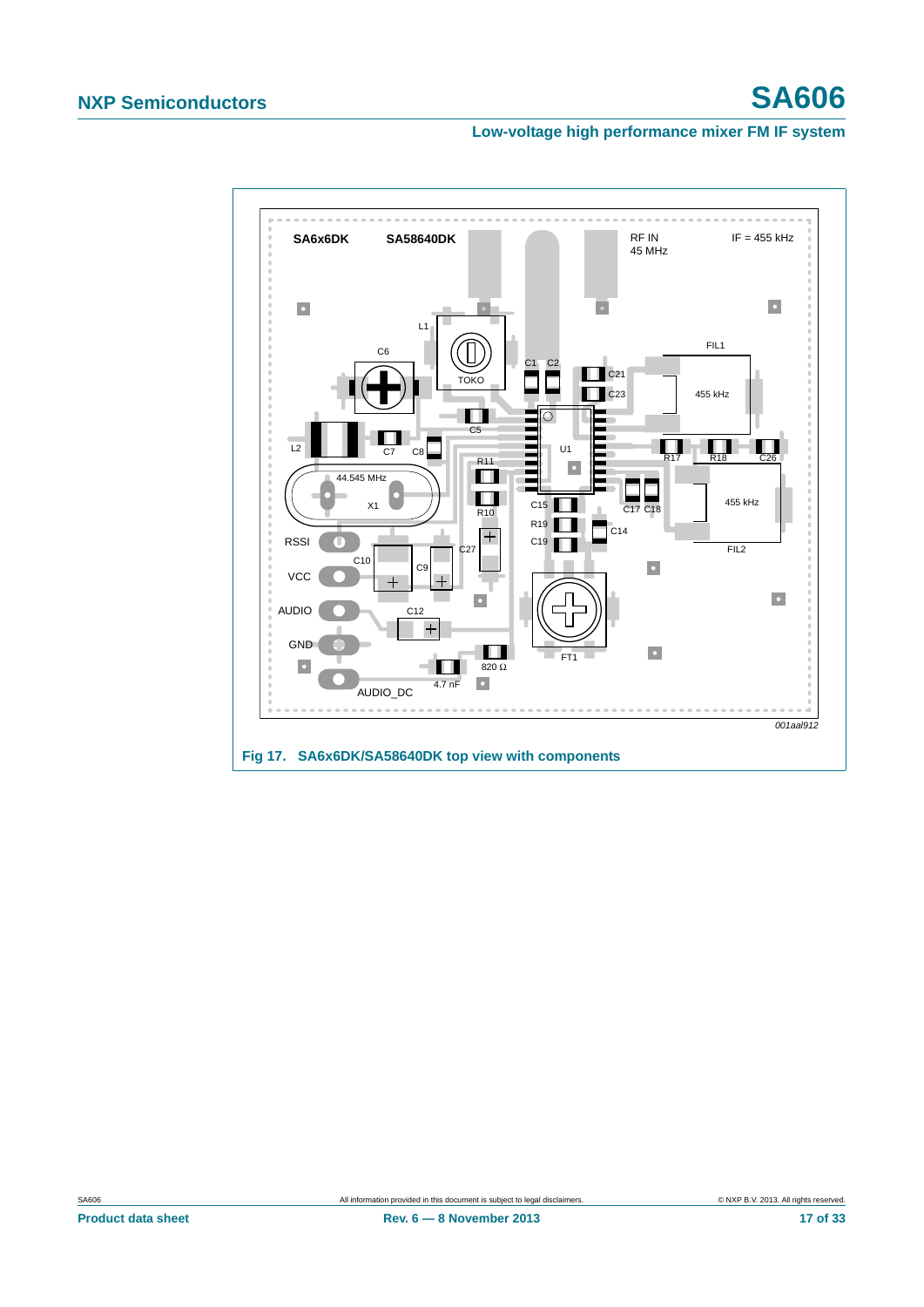Fig 17. SA6x6DK/SA58640DK top view with components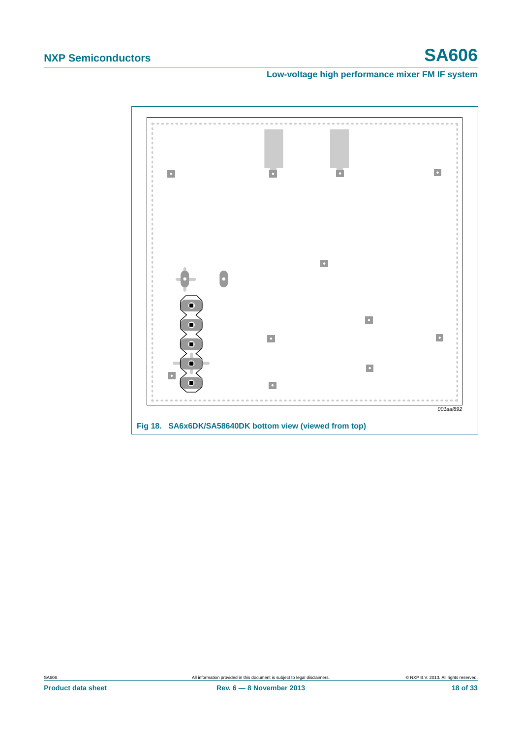001aal892

Fig 18. SA6x6DK/SA58640DK bottom view (viewed from top)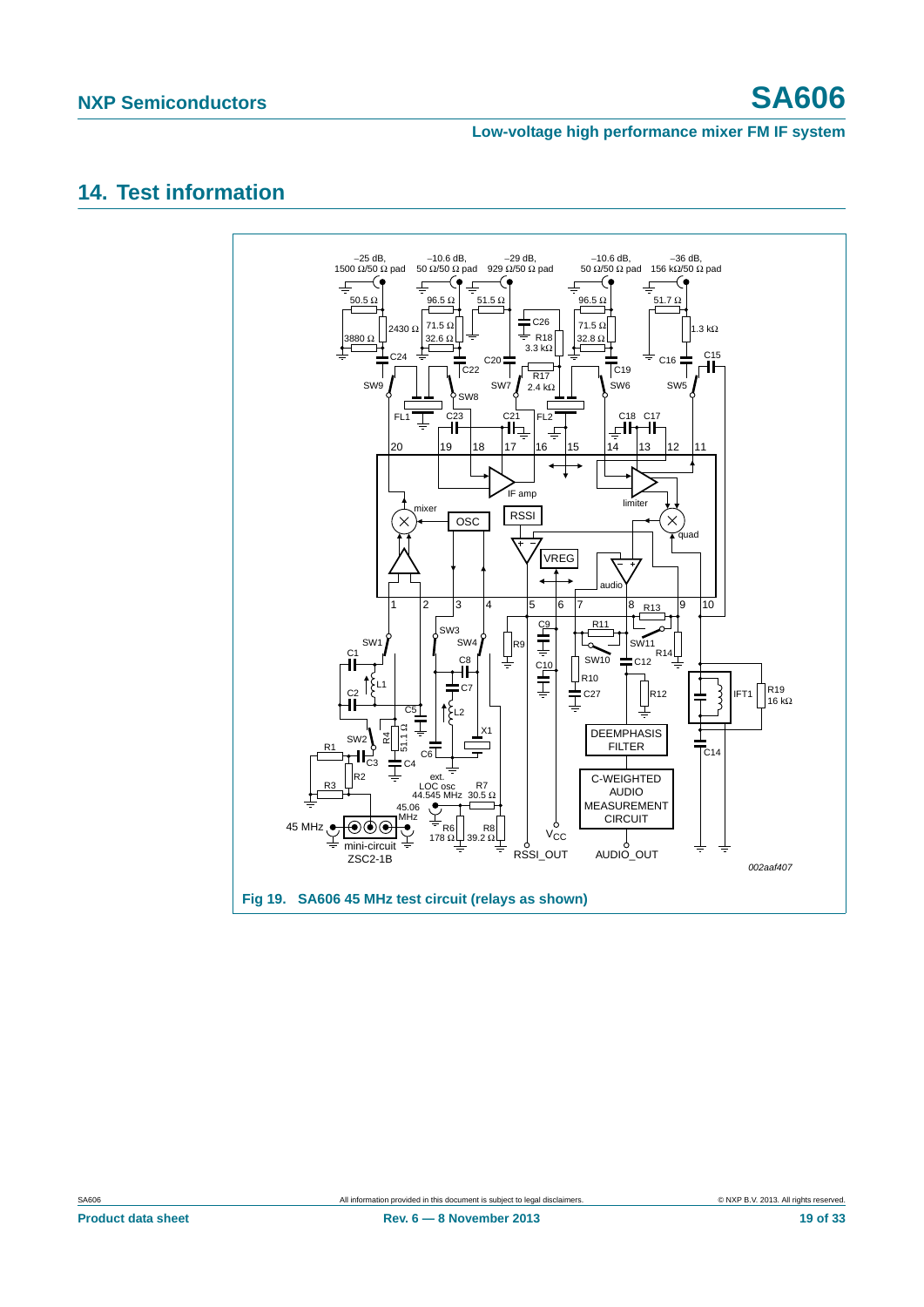## 14. Test information

Fig 19. SA606 45 MHz test circuit (relays as shown)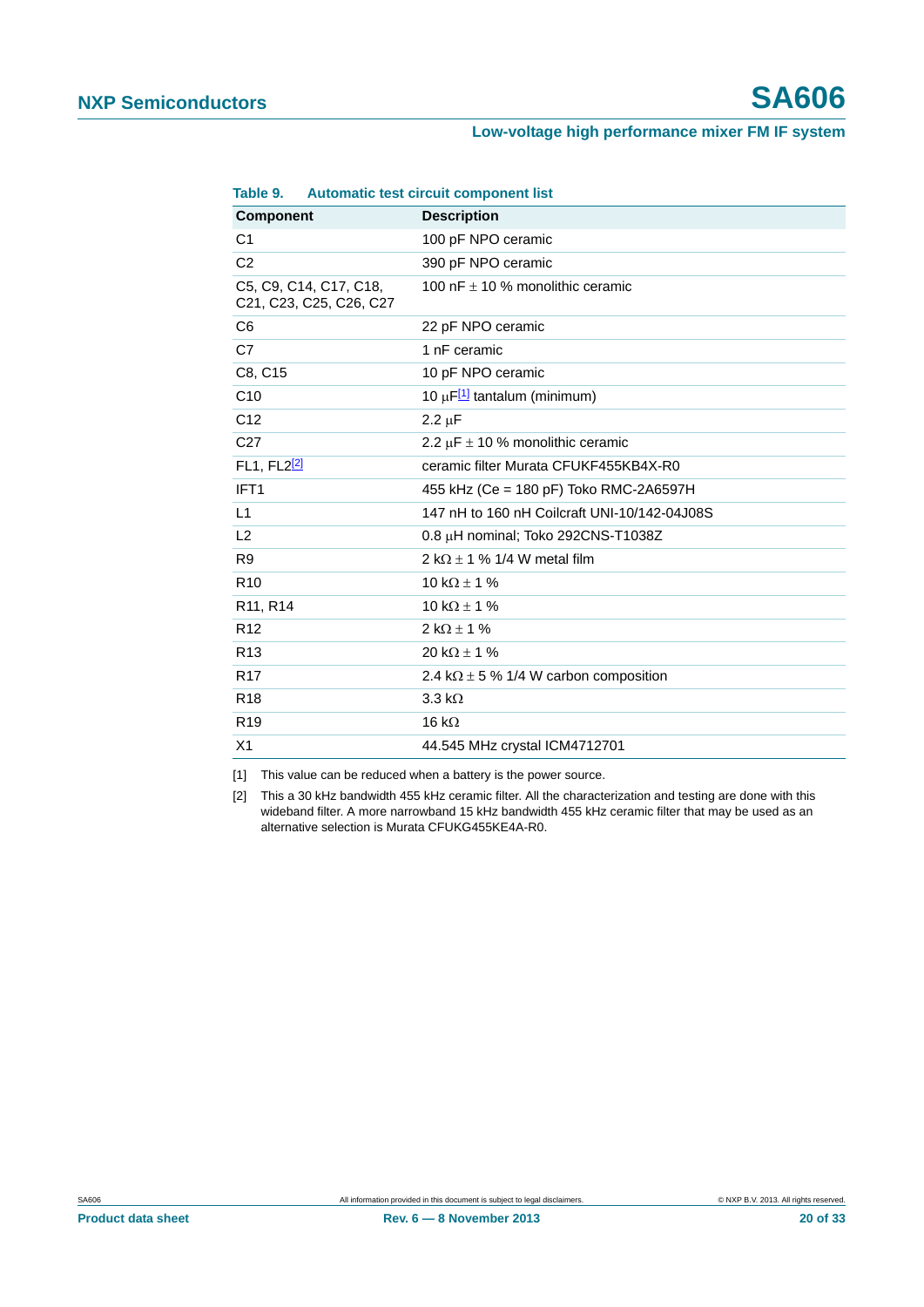**Table 9. Automatic test circuit component list**

| Component | Description |
|---|---|
| C1 | 100 pF NPO ceramic |
| C2 | 390 pF NPO ceramic |
| C5, C9, C14, C17, C18, C21, C23, C25, C26, C27 | 100 nF ± 10 % monolithic ceramic |
| C6 | 22 pF NPO ceramic |
| C7 | 1 nF ceramic |
| C8, C15 | 10 pF NPO ceramic |
| C10 | 10 μF[1] tantalum (minimum) |
| C12 | 2.2 μF |
| C27 | 2.2 μF ± 10 % monolithic ceramic |
| FL1, FL2[2] | ceramic filter Murata CFUKF455KB4X-R0 |
| IFT1 | 455 kHz (Ce = 180 pF) Toko RMC-2A6597H |
| L1 | 147 nH to 160 nH Coilcraft UNI-10/142-04J08S |
| L2 | 0.8 μH nominal; Toko 292CNS-T1038Z |
| R9 | 2 kΩ ± 1 % 1/4 W metal film |
| R10 | 10 kΩ ± 1 % |
| R11, R14 | 10 kΩ ± 1 % |
| R12 | 2 kΩ ± 1 % |
| R13 | 20 kΩ ± 1 % |
| R17 | 2.4 kΩ ± 5 % 1/4 W carbon composition |
| R18 | 3.3 kΩ |
| R19 | 16 kΩ |
| X1 | 44.545 MHz crystal ICM4712701 |

[1] This value can be reduced when a battery is the power source.

[2] This a 30 kHz bandwidth 455 kHz ceramic filter. All the characterization and testing are done with this wideband filter. A more narrowband 15 kHz bandwidth 455 kHz ceramic filter that may be used as an alternative selection is Murata CFUKG455KE4A-R0.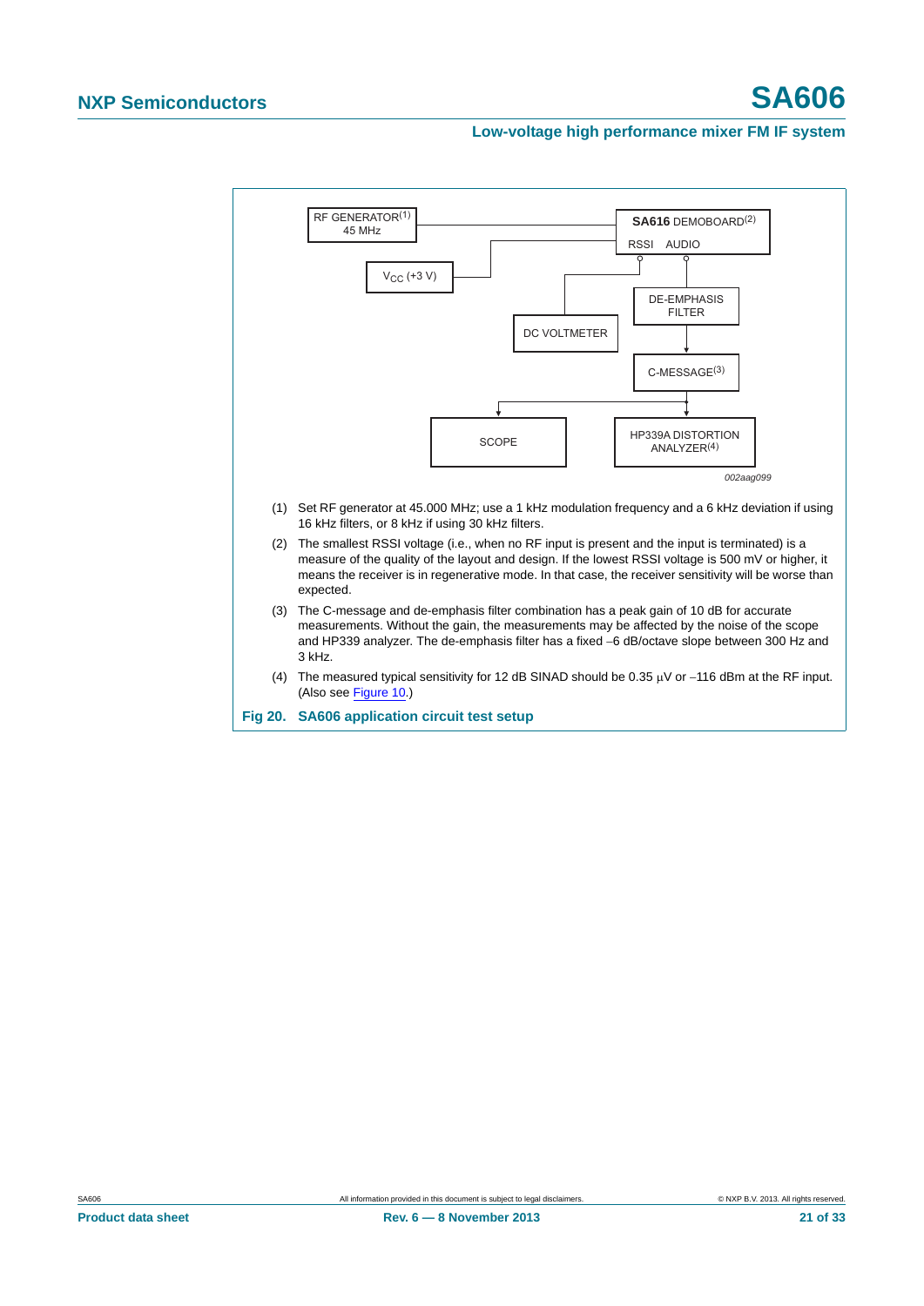RF GENERATOR[1]
45 MHz

$V_{CC}$ (+3 V)

**SA616** DEMOBOARD[2]
RSSI AUDIO

DC VOLTMETER

DE-EMPHASIS FILTER

C-MESSAGE[3]

SCOPE

HP339A DISTORTION ANALYZER[4]

*002aag099*

(1) Set RF generator at 45.000 MHz; use a 1 kHz modulation frequency and a 6 kHz deviation if using 16 kHz filters, or 8 kHz if using 30 kHz filters.

(2) The smallest RSSI voltage (i.e., when no RF input is present and the input is terminated) is a measure of the quality of the layout and design. If the lowest RSSI voltage is 500 mV or higher, it means the receiver is in regenerative mode. In that case, the receiver sensitivity will be worse than expected.

(3) The C-message and de-emphasis filter combination has a peak gain of 10 dB for accurate measurements. Without the gain, the measurements may be affected by the noise of the scope and HP339 analyzer. The de-emphasis filter has a fixed −6 dB/octave slope between 300 Hz and 3 kHz.

(4) The measured typical sensitivity for 12 dB SINAD should be 0.35 μV or −116 dBm at the RF input. (Also see Figure 10.)

**Fig 20. SA606 application circuit test setup**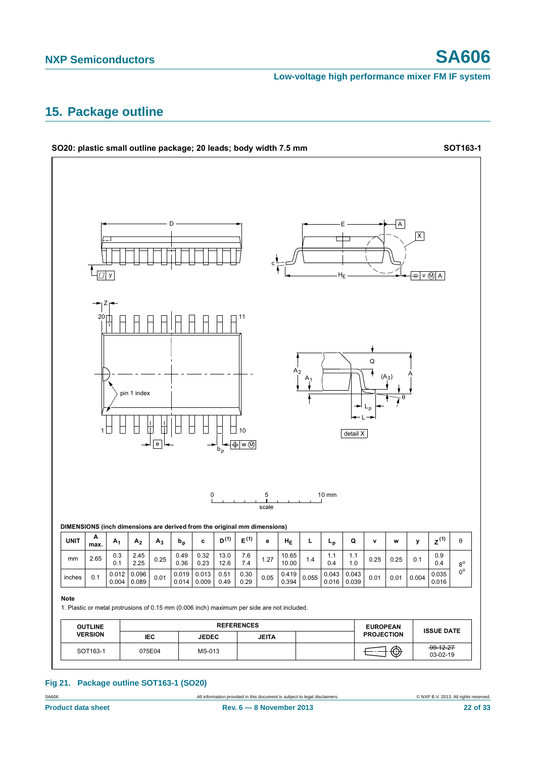## 15. Package outline

**SO20: plastic small outline package; 20 leads; body width 7.5 mm** **SOT163-1**

DIMENSIONS (inch dimensions are derived from the original mm dimensions)

| UNIT | A max. | $A_1$ | $A_2$ | $A_3$ | $b_p$ | c | $D^{(1)}$ | $E^{(1)}$ | e | $H_E$ | L | $L_p$ | Q | v | w | y | $Z^{(1)}$ | θ |
|---|---|---|---|---|---|---|---|---|---|---|---|---|---|---|---|---|---|---|
| mm | 2.65 | 0.3<br>0.1 | 2.45<br>2.25 | 0.25 | 0.49<br>0.36 | 0.32<br>0.23 | 13.0<br>12.6 | 7.6<br>7.4 | 1.27 | 10.65<br>10.00 | 1.4 | 1.1<br>0.4 | 1.1<br>1.0 | 0.25 | 0.25 | 0.1 | 0.9<br>0.4 | 8°<br>0° |
| inches | 0.1 | 0.012<br>0.004 | 0.096<br>0.089 | 0.01 | 0.019<br>0.014 | 0.013<br>0.009 | 0.51<br>0.49 | 0.30<br>0.29 | 0.05 | 0.419<br>0.394 | 0.055 | 0.043<br>0.016 | 0.043<br>0.039 | 0.01 | 0.01 | 0.004 | 0.035<br>0.016 | |

**Note**

1. Plastic or metal protrusions of 0.15 mm (0.006 inch) maximum per side are not included.

| OUTLINE VERSION | REFERENCES | | | | EUROPEAN PROJECTION | ISSUE DATE |
|---|---|---|---|---|---|---|
| | IEC | JEDEC | JEITA | | | |
| SOT163-1 | 075E04 | MS-013 | | | | ~~99-12-27~~<br>03-02-19 |

**Fig 21. Package outline SOT163-1 (SO20)**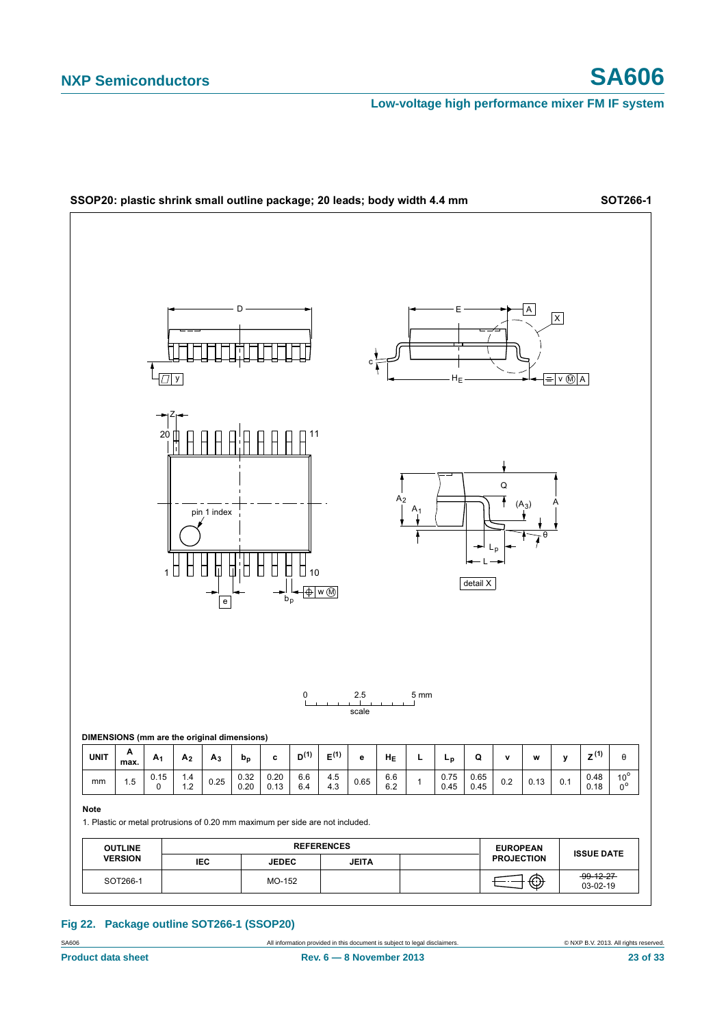**SSOP20: plastic shrink small outline package; 20 leads; body width 4.4 mm** **SOT266-1**

**DIMENSIONS (mm are the original dimensions)**

| UNIT | A max. | $A_1$ | $A_2$ | $A_3$ | $b_p$ | c | $D^{(1)}$ | $E^{(1)}$ | e | $H_E$ | L | $L_p$ | Q | v | w | y | $Z^{(1)}$ | θ |
|---|---|---|---|---|---|---|---|---|---|---|---|---|---|---|---|---|---|---|
| mm | 1.5 | 0.15<br>0 | 1.4<br>1.2 | 0.25 | 0.32<br>0.20 | 0.20<br>0.13 | 6.6<br>6.4 | 4.5<br>4.3 | 0.65 | 6.6<br>6.2 | 1 | 0.75<br>0.45 | 0.65<br>0.45 | 0.2 | 0.13 | 0.1 | 0.48<br>0.18 | 10°<br>0° |

**Note**

1. Plastic or metal protrusions of 0.20 mm maximum per side are not included.

| OUTLINE VERSION | REFERENCES | | | | EUROPEAN PROJECTION | ISSUE DATE |
|---|---|---|---|---|---|---|
| | IEC | JEDEC | JEITA | | | |
| SOT266-1 | | MO-152 | | | | ~~99-12-27~~<br>03-02-19 |

**Fig 22. Package outline SOT266-1 (SSOP20)**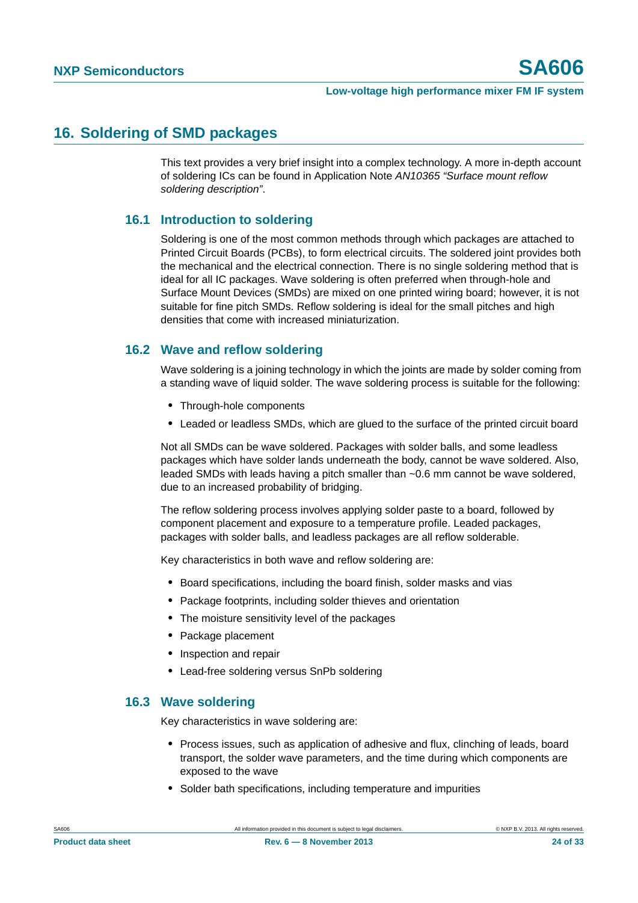## 16. Soldering of SMD packages

This text provides a very brief insight into a complex technology. A more in-depth account of soldering ICs can be found in Application Note *AN10365 “Surface mount reflow soldering description”*.

### 16.1 Introduction to soldering

Soldering is one of the most common methods through which packages are attached to Printed Circuit Boards (PCBs), to form electrical circuits. The soldered joint provides both the mechanical and the electrical connection. There is no single soldering method that is ideal for all IC packages. Wave soldering is often preferred when through-hole and Surface Mount Devices (SMDs) are mixed on one printed wiring board; however, it is not suitable for fine pitch SMDs. Reflow soldering is ideal for the small pitches and high densities that come with increased miniaturization.

### 16.2 Wave and reflow soldering

Wave soldering is a joining technology in which the joints are made by solder coming from a standing wave of liquid solder. The wave soldering process is suitable for the following:

- Through-hole components
- Leaded or leadless SMDs, which are glued to the surface of the printed circuit board

Not all SMDs can be wave soldered. Packages with solder balls, and some leadless packages which have solder lands underneath the body, cannot be wave soldered. Also, leaded SMDs with leads having a pitch smaller than ~0.6 mm cannot be wave soldered, due to an increased probability of bridging.

The reflow soldering process involves applying solder paste to a board, followed by component placement and exposure to a temperature profile. Leaded packages, packages with solder balls, and leadless packages are all reflow solderable.

Key characteristics in both wave and reflow soldering are:

- Board specifications, including the board finish, solder masks and vias
- Package footprints, including solder thieves and orientation
- The moisture sensitivity level of the packages
- Package placement
- Inspection and repair
- Lead-free soldering versus SnPb soldering

### 16.3 Wave soldering

Key characteristics in wave soldering are:

- Process issues, such as application of adhesive and flux, clinching of leads, board transport, the solder wave parameters, and the time during which components are exposed to the wave
- Solder bath specifications, including temperature and impurities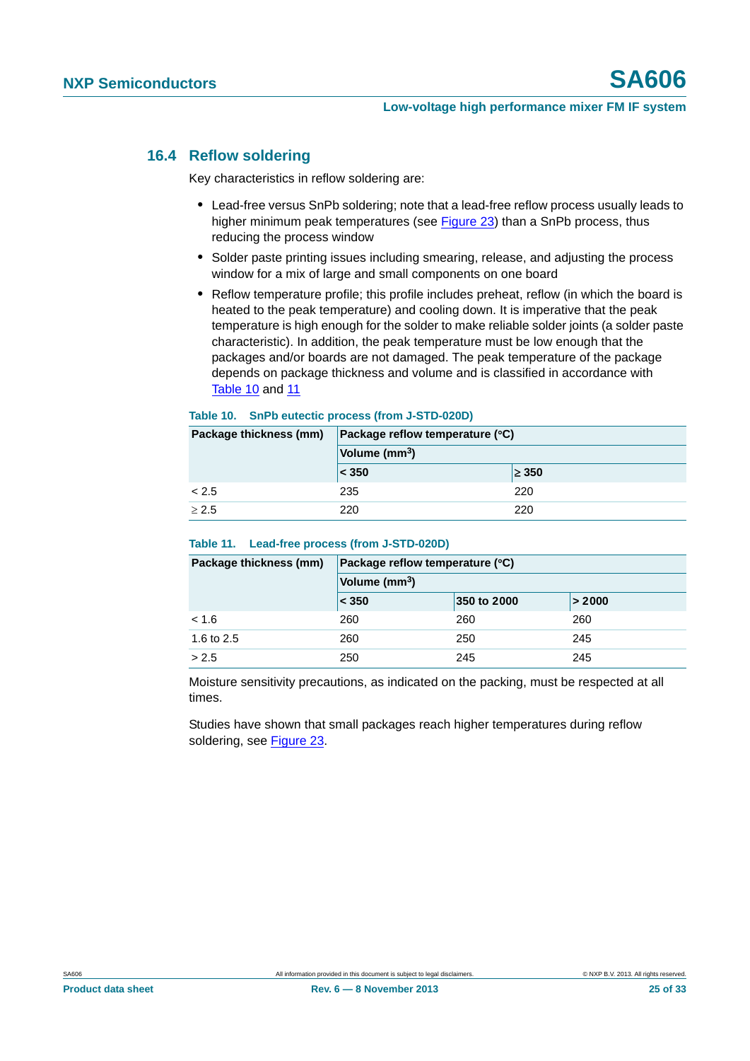### 16.4 Reflow soldering

Key characteristics in reflow soldering are:

- Lead-free versus SnPb soldering; note that a lead-free reflow process usually leads to higher minimum peak temperatures (see Figure 23) than a SnPb process, thus reducing the process window
- Solder paste printing issues including smearing, release, and adjusting the process window for a mix of large and small components on one board
- Reflow temperature profile; this profile includes preheat, reflow (in which the board is heated to the peak temperature) and cooling down. It is imperative that the peak temperature is high enough for the solder to make reliable solder joints (a solder paste characteristic). In addition, the peak temperature must be low enough that the packages and/or boards are not damaged. The peak temperature of the package depends on package thickness and volume and is classified in accordance with Table 10 and 11

**Table 10. SnPb eutectic process (from J-STD-020D)**

| Package thickness (mm) | Package reflow temperature (°C) | |
|---|---|---|
| | Volume ($mm^3$) | |
| | < 350 | ≥ 350 |
| < 2.5 | 235 | 220 |
| ≥ 2.5 | 220 | 220 |

**Table 11. Lead-free process (from J-STD-020D)**

| Package thickness (mm) | Package reflow temperature (°C) | | |
|---|---|---|---|
| | Volume ($mm^3$) | | |
| | < 350 | 350 to 2000 | > 2000 |
| < 1.6 | 260 | 260 | 260 |
| 1.6 to 2.5 | 260 | 250 | 245 |
| > 2.5 | 250 | 245 | 245 |

Moisture sensitivity precautions, as indicated on the packing, must be respected at all times.

Studies have shown that small packages reach higher temperatures during reflow soldering, see Figure 23.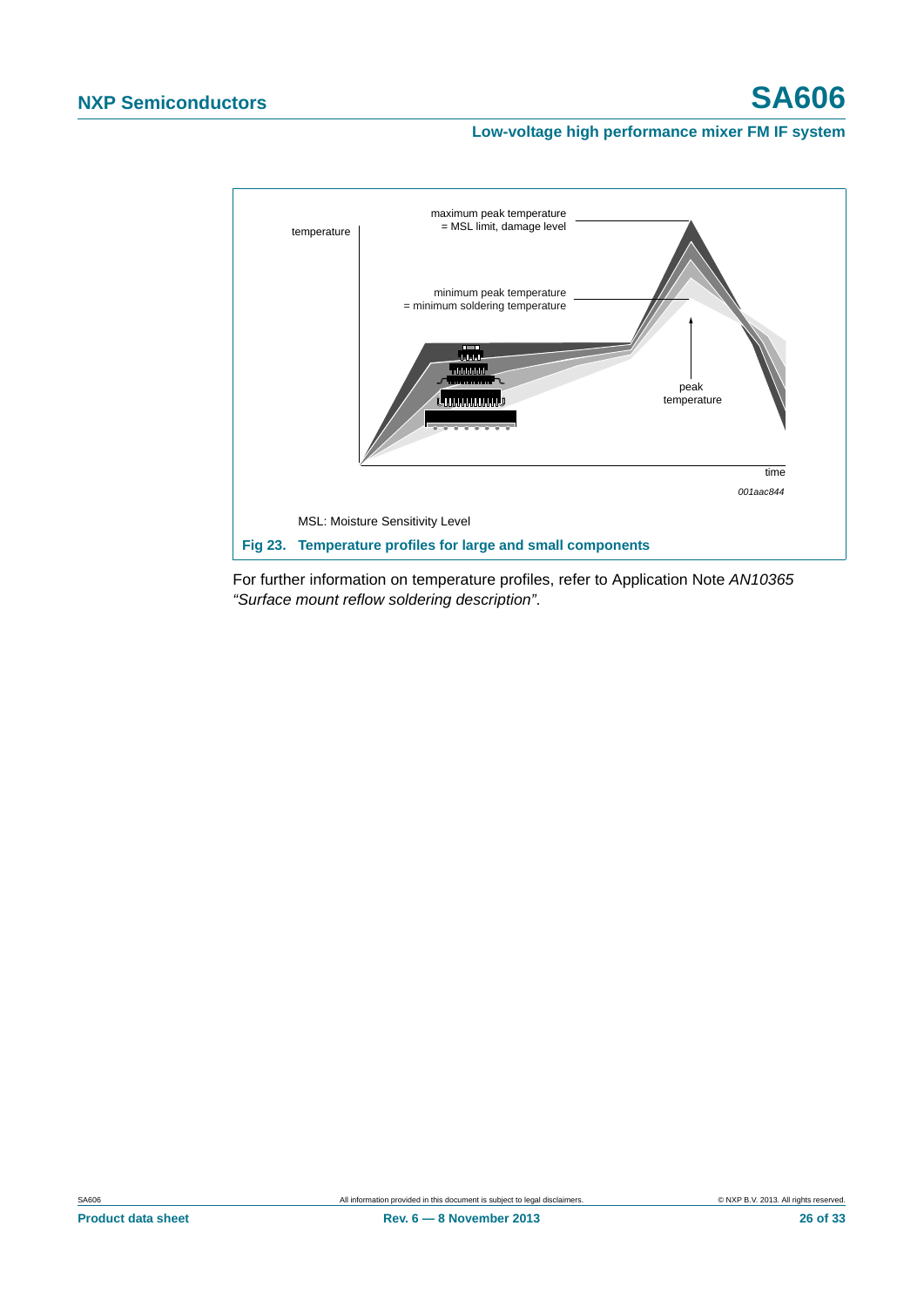MSL: Moisture Sensitivity Level

**Fig 23. Temperature profiles for large and small components**

For further information on temperature profiles, refer to Application Note *AN10365 "Surface mount reflow soldering description"*.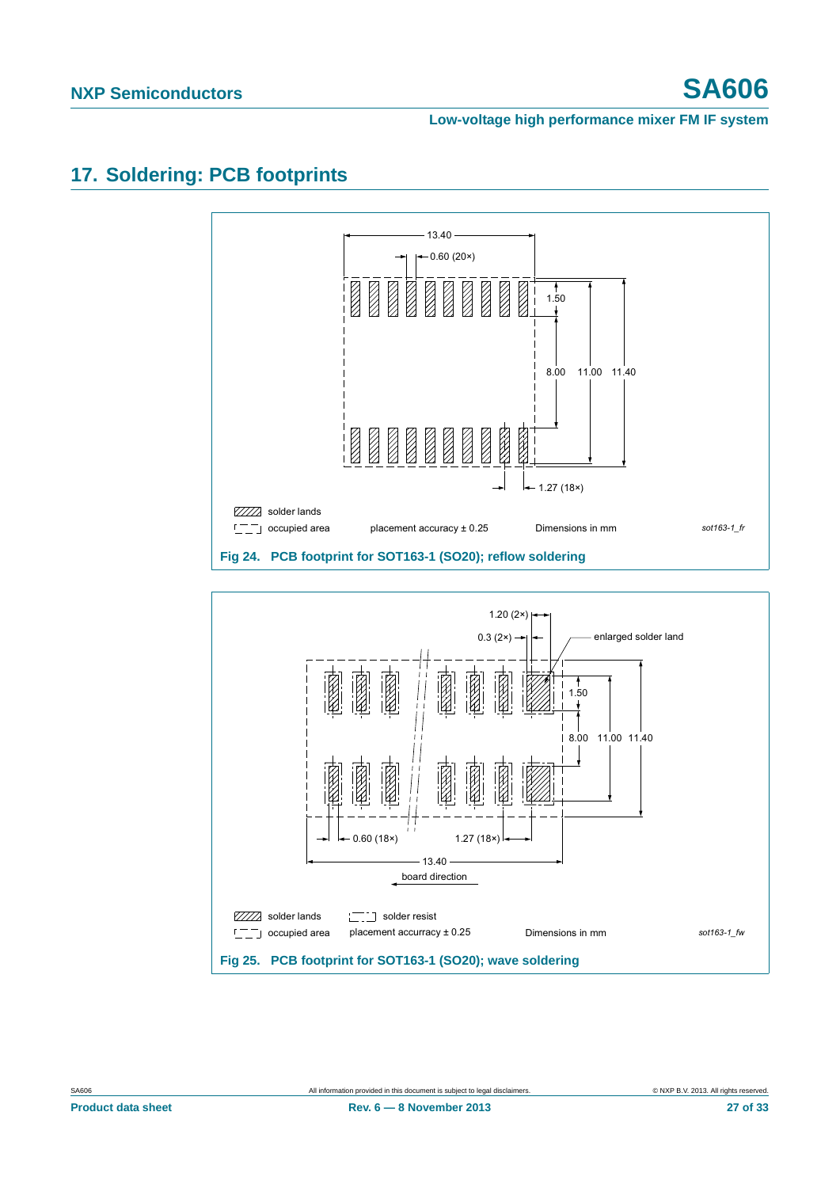## 17. Soldering: PCB footprints

Fig 24. PCB footprint for SOT163-1 (SO20); reflow soldering

Fig 25. PCB footprint for SOT163-1 (SO20); wave soldering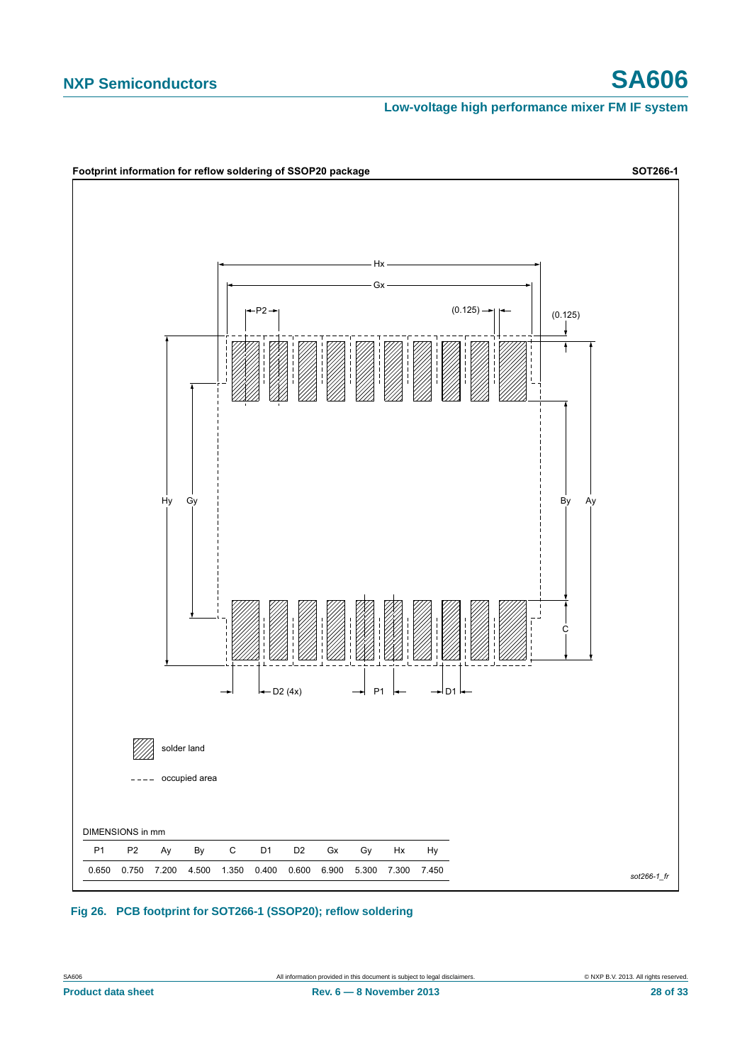**Footprint information for reflow soldering of SSOP20 package** **SOT266-1**

solder land

occupied area

DIMENSIONS in mm

| P1 | P2 | Ay | By | C | D1 | D2 | Gx | Gy | Hx | Hy |
|---|---|---|---|---|---|---|---|---|---|---|
| 0.650 | 0.750 | 7.200 | 4.500 | 1.350 | 0.400 | 0.600 | 6.900 | 5.300 | 7.300 | 7.450 |

*sot266-1_fr*

**Fig 26. PCB footprint for SOT266-1 (SSOP20); reflow soldering**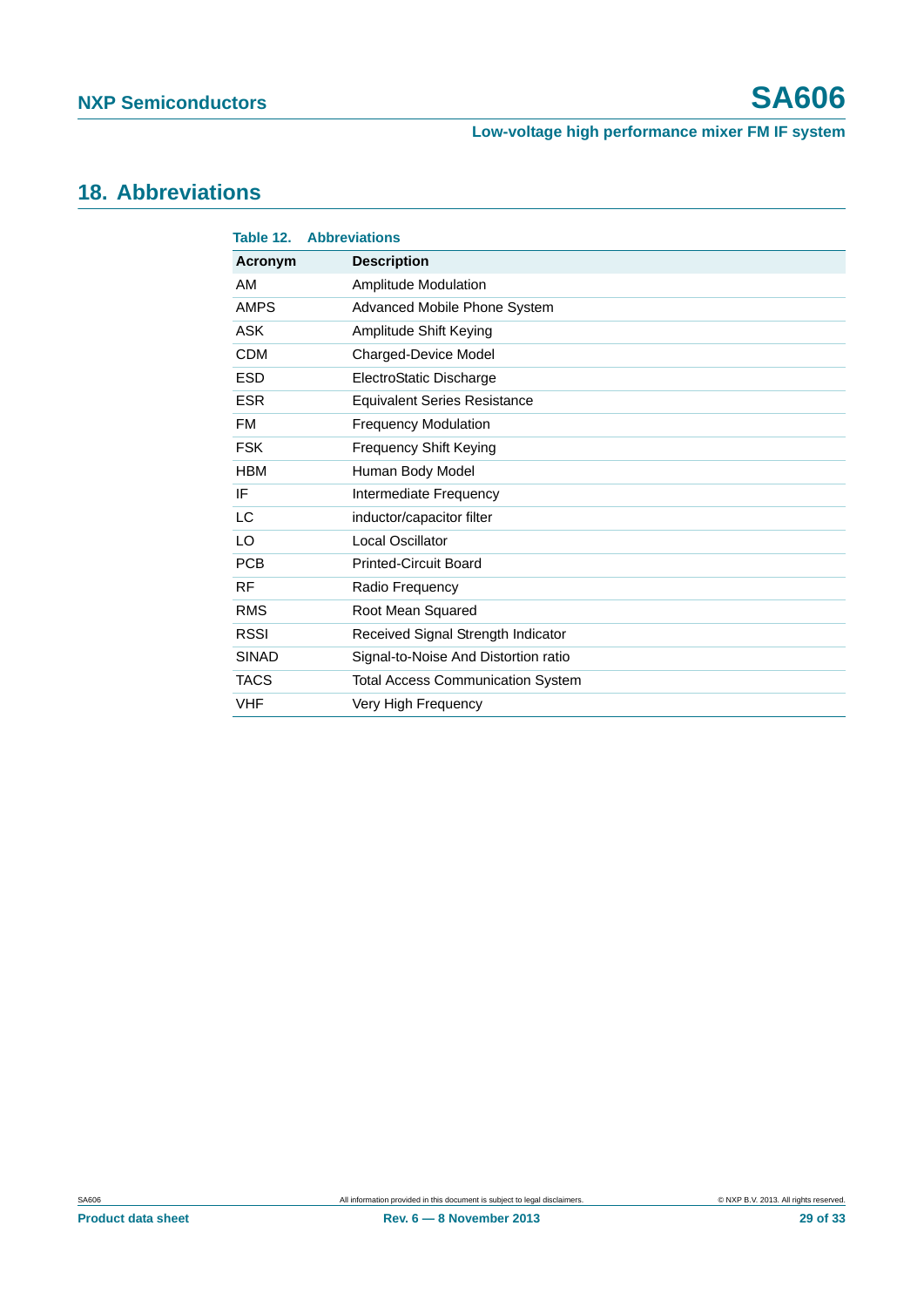## 18. Abbreviations

**Table 12. Abbreviations**

| Acronym | Description |
|---|---|
| AM | Amplitude Modulation |
| AMPS | Advanced Mobile Phone System |
| ASK | Amplitude Shift Keying |
| CDM | Charged-Device Model |
| ESD | ElectroStatic Discharge |
| ESR | Equivalent Series Resistance |
| FM | Frequency Modulation |
| FSK | Frequency Shift Keying |
| HBM | Human Body Model |
| IF | Intermediate Frequency |
| LC | inductor/capacitor filter |
| LO | Local Oscillator |
| PCB | Printed-Circuit Board |
| RF | Radio Frequency |
| RMS | Root Mean Squared |
| RSSI | Received Signal Strength Indicator |
| SINAD | Signal-to-Noise And Distortion ratio |
| TACS | Total Access Communication System |
| VHF | Very High Frequency |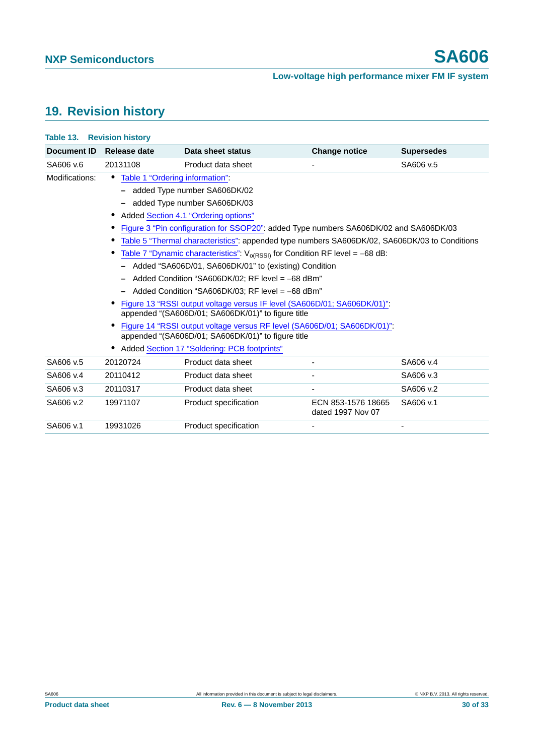## 19. Revision history

**Table 13. Revision history**

| Document ID | Release date | Data sheet status | Change notice | Supersedes |
|---|---|---|---|---|
| SA606 v.6 | 20131108 | Product data sheet | - | SA606 v.5 |
| Modifications: | • Table 1 "Ordering information": <br> – added Type number SA606DK/02 <br> – added Type number SA606DK/03 <br> • Added Section 4.1 "Ordering options" <br> • Figure 3 "Pin configuration for SSOP20": added Type numbers SA606DK/02 and SA606DK/03 <br> • Table 5 "Thermal characteristics": appended type numbers SA606DK/02, SA606DK/03 to Conditions <br> • Table 7 "Dynamic characteristics": $V_{o(RSSI)}$ for Condition RF level = −68 dB: <br> – Added "SA606D/01, SA606DK/01" to (existing) Condition <br> – Added Condition "SA606DK/02; RF level = −68 dBm" <br> – Added Condition "SA606DK/03; RF level = −68 dBm" <br> • Figure 13 "RSSI output voltage versus IF level (SA606D/01; SA606DK/01)": appended "(SA606D/01; SA606DK/01)" to figure title <br> • Figure 14 "RSSI output voltage versus RF level (SA606D/01; SA606DK/01)": appended "(SA606D/01; SA606DK/01)" to figure title <br> • Added Section 17 "Soldering: PCB footprints" | | | |
| SA606 v.5 | 20120724 | Product data sheet | - | SA606 v.4 |
| SA606 v.4 | 20110412 | Product data sheet | - | SA606 v.3 |
| SA606 v.3 | 20110317 | Product data sheet | - | SA606 v.2 |
| SA606 v.2 | 19971107 | Product specification | ECN 853-1576 18665 dated 1997 Nov 07 | SA606 v.1 |
| SA606 v.1 | 19931026 | Product specification | - | - |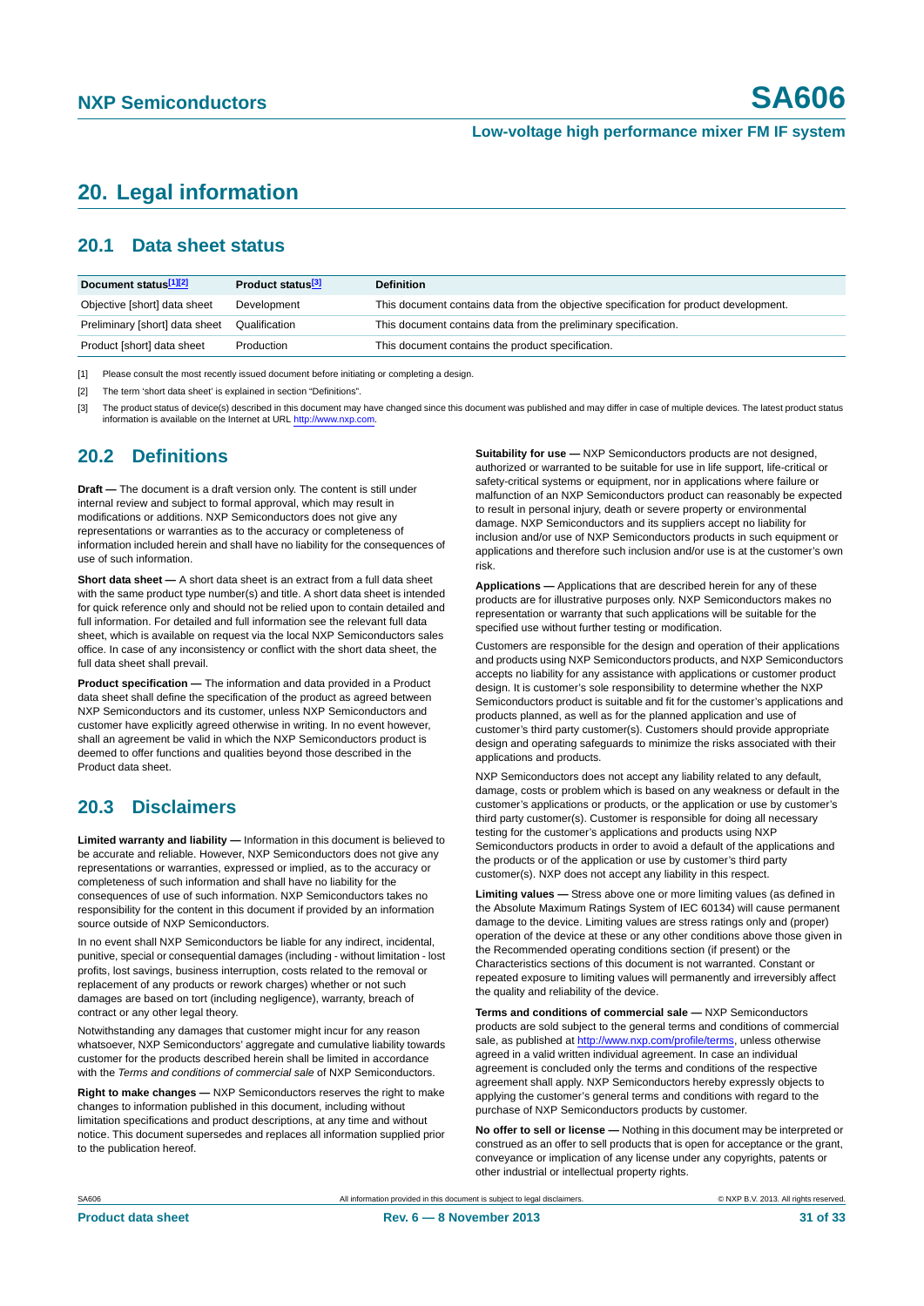# 20. Legal information

## 20.1 Data sheet status

| Document status[1][2] | Product status[3] | Definition |
|---|---|---|
| Objective [short] data sheet | Development | This document contains data from the objective specification for product development. |
| Preliminary [short] data sheet | Qualification | This document contains data from the preliminary specification. |
| Product [short] data sheet | Production | This document contains the product specification. |

[1] Please consult the most recently issued document before initiating or completing a design.

[2] The term 'short data sheet' is explained in section "Definitions".

[3] The product status of device(s) described in this document may have changed since this document was published and may differ in case of multiple devices. The latest product status information is available on the Internet at URL http://www.nxp.com.

## 20.2 Definitions

**Draft —** The document is a draft version only. The content is still under internal review and subject to formal approval, which may result in modifications or additions. NXP Semiconductors does not give any representations or warranties as to the accuracy or completeness of information included herein and shall have no liability for the consequences of use of such information.

**Short data sheet —** A short data sheet is an extract from a full data sheet with the same product type number(s) and title. A short data sheet is intended for quick reference only and should not be relied upon to contain detailed and full information. For detailed and full information see the relevant full data sheet, which is available on request via the local NXP Semiconductors sales office. In case of any inconsistency or conflict with the short data sheet, the full data sheet shall prevail.

**Product specification —** The information and data provided in a Product data sheet shall define the specification of the product as agreed between NXP Semiconductors and its customer, unless NXP Semiconductors and customer have explicitly agreed otherwise in writing. In no event however, shall an agreement be valid in which the NXP Semiconductors product is deemed to offer functions and qualities beyond those described in the Product data sheet.

## 20.3 Disclaimers

**Limited warranty and liability —** Information in this document is believed to be accurate and reliable. However, NXP Semiconductors does not give any representations or warranties, expressed or implied, as to the accuracy or completeness of such information and shall have no liability for the consequences of use of such information. NXP Semiconductors takes no responsibility for the content in this document if provided by an information source outside of NXP Semiconductors.

In no event shall NXP Semiconductors be liable for any indirect, incidental, punitive, special or consequential damages (including - without limitation - lost profits, lost savings, business interruption, costs related to the removal or replacement of any products or rework charges) whether or not such damages are based on tort (including negligence), warranty, breach of contract or any other legal theory.

Notwithstanding any damages that customer might incur for any reason whatsoever, NXP Semiconductors' aggregate and cumulative liability towards customer for the products described herein shall be limited in accordance with the *Terms and conditions of commercial sale* of NXP Semiconductors.

**Right to make changes —** NXP Semiconductors reserves the right to make changes to information published in this document, including without limitation specifications and product descriptions, at any time and without notice. This document supersedes and replaces all information supplied prior to the publication hereof.

**Suitability for use —** NXP Semiconductors products are not designed, authorized or warranted to be suitable for use in life support, life-critical or safety-critical systems or equipment, nor in applications where failure or malfunction of an NXP Semiconductors product can reasonably be expected to result in personal injury, death or severe property or environmental damage. NXP Semiconductors and its suppliers accept no liability for inclusion and/or use of NXP Semiconductors products in such equipment or applications and therefore such inclusion and/or use is at the customer's own risk.

**Applications —** Applications that are described herein for any of these products are for illustrative purposes only. NXP Semiconductors makes no representation or warranty that such applications will be suitable for the specified use without further testing or modification.

Customers are responsible for the design and operation of their applications and products using NXP Semiconductors products, and NXP Semiconductors accepts no liability for any assistance with applications or customer product design. It is customer's sole responsibility to determine whether the NXP Semiconductors product is suitable and fit for the customer's applications and products planned, as well as for the planned application and use of customer's third party customer(s). Customers should provide appropriate design and operating safeguards to minimize the risks associated with their applications and products.

NXP Semiconductors does not accept any liability related to any default, damage, costs or problem which is based on any weakness or default in the customer's applications or products, or the application or use by customer's third party customer(s). Customer is responsible for doing all necessary testing for the customer's applications and products using NXP Semiconductors products in order to avoid a default of the applications and the products or of the application or use by customer's third party customer(s). NXP does not accept any liability in this respect.

**Limiting values —** Stress above one or more limiting values (as defined in the Absolute Maximum Ratings System of IEC 60134) will cause permanent damage to the device. Limiting values are stress ratings only and (proper) operation of the device at these or any other conditions above those given in the Recommended operating conditions section (if present) or the Characteristics sections of this document is not warranted. Constant or repeated exposure to limiting values will permanently and irreversibly affect the quality and reliability of the device.

**Terms and conditions of commercial sale —** NXP Semiconductors products are sold subject to the general terms and conditions of commercial sale, as published at http://www.nxp.com/profile/terms, unless otherwise agreed in a valid written individual agreement. In case an individual agreement is concluded only the terms and conditions of the respective agreement shall apply. NXP Semiconductors hereby expressly objects to applying the customer's general terms and conditions with regard to the purchase of NXP Semiconductors products by customer.

**No offer to sell or license —** Nothing in this document may be interpreted or construed as an offer to sell products that is open for acceptance or the grant, conveyance or implication of any license under any copyrights, patents or other industrial or intellectual property rights.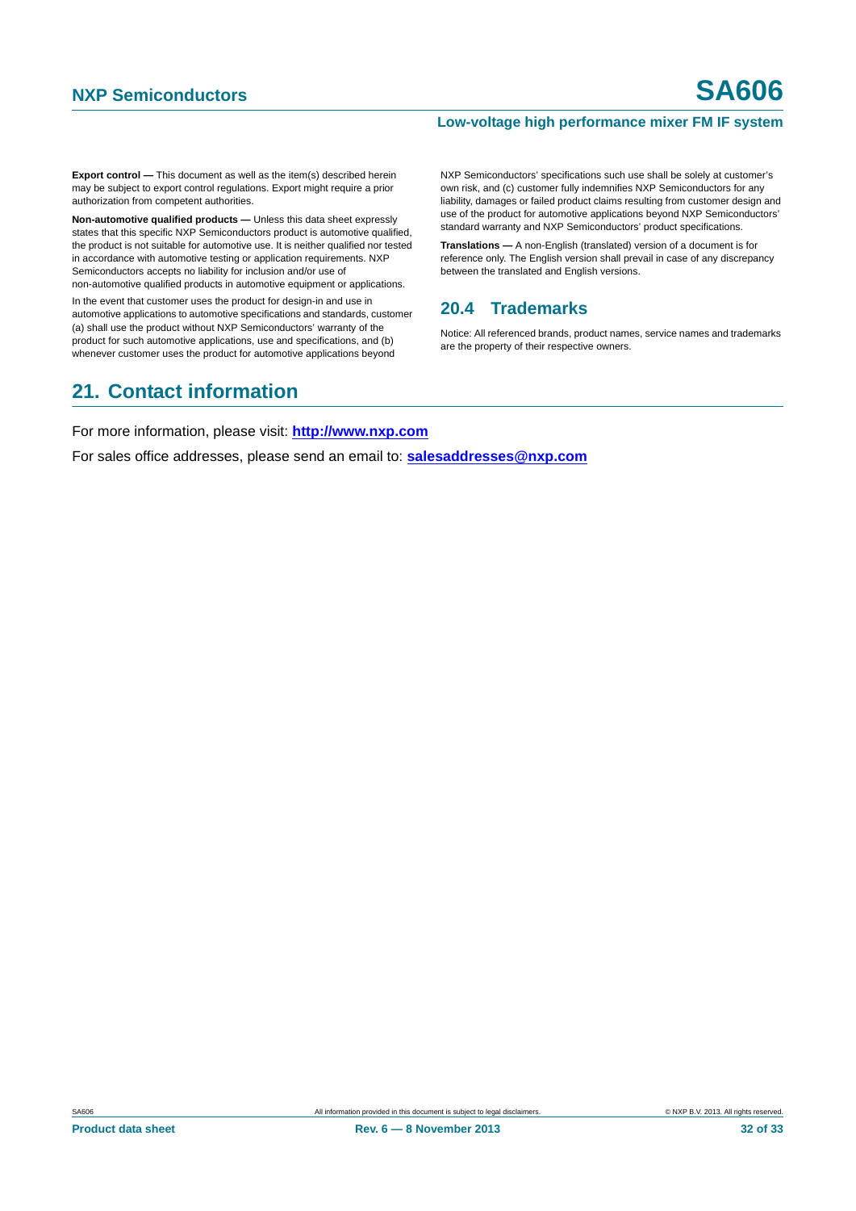**Export control —** This document as well as the item(s) described herein may be subject to export control regulations. Export might require a prior authorization from competent authorities.

**Non-automotive qualified products —** Unless this data sheet expressly states that this specific NXP Semiconductors product is automotive qualified, the product is not suitable for automotive use. It is neither qualified nor tested in accordance with automotive testing or application requirements. NXP Semiconductors accepts no liability for inclusion and/or use of non-automotive qualified products in automotive equipment or applications.

In the event that customer uses the product for design-in and use in automotive applications to automotive specifications and standards, customer (a) shall use the product without NXP Semiconductors' warranty of the product for such automotive applications, use and specifications, and (b) whenever customer uses the product for automotive applications beyond NXP Semiconductors' specifications such use shall be solely at customer's own risk, and (c) customer fully indemnifies NXP Semiconductors for any liability, damages or failed product claims resulting from customer design and use of the product for automotive applications beyond NXP Semiconductors' standard warranty and NXP Semiconductors' product specifications.

**Translations —** A non-English (translated) version of a document is for reference only. The English version shall prevail in case of any discrepancy between the translated and English versions.

### 20.4 Trademarks

Notice: All referenced brands, product names, service names and trademarks are the property of their respective owners.

## 21. Contact information

For more information, please visit: **http://www.nxp.com**

For sales office addresses, please send an email to: **salesaddresses@nxp.com**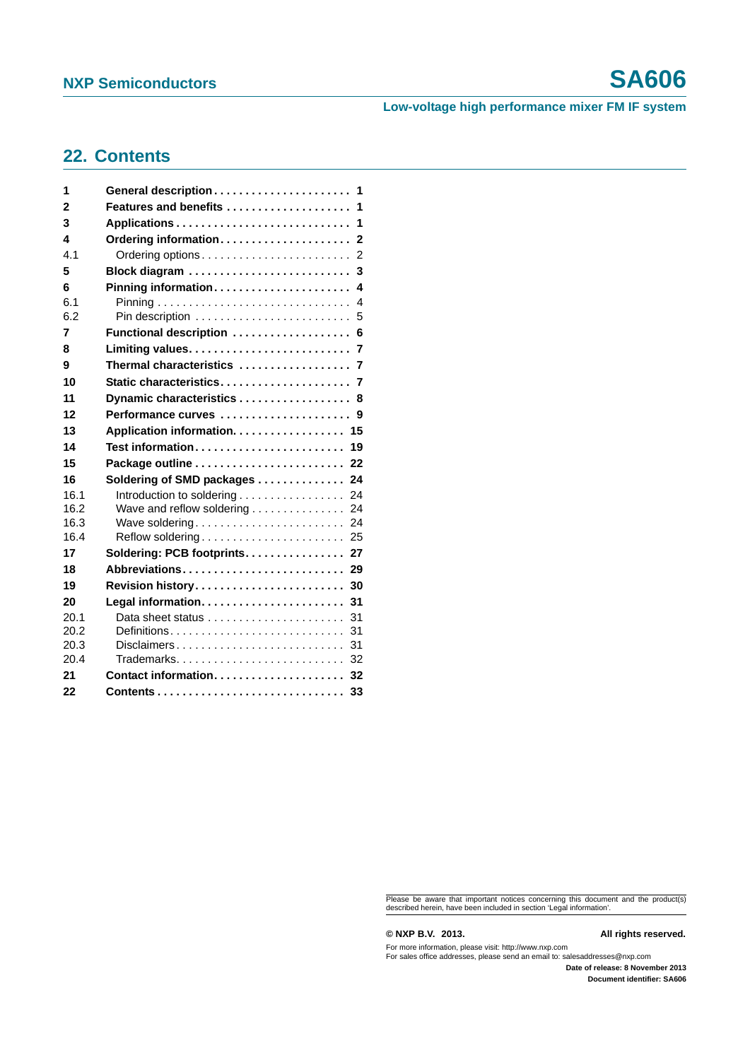## 22. Contents

| | | |
|---|---|---|
| **1** | **General description** | **1** |
| **2** | **Features and benefits** | **1** |
| **3** | **Applications** | **1** |
| **4** | **Ordering information** | **2** |
| 4.1 | Ordering options | 2 |
| **5** | **Block diagram** | **3** |
| **6** | **Pinning information** | **4** |
| 6.1 | Pinning | 4 |
| 6.2 | Pin description | 5 |
| **7** | **Functional description** | **6** |
| **8** | **Limiting values** | **7** |
| **9** | **Thermal characteristics** | **7** |
| **10** | **Static characteristics** | **7** |
| **11** | **Dynamic characteristics** | **8** |
| **12** | **Performance curves** | **9** |
| **13** | **Application information** | **15** |
| **14** | **Test information** | **19** |
| **15** | **Package outline** | **22** |
| **16** | **Soldering of SMD packages** | **24** |
| 16.1 | Introduction to soldering | 24 |
| 16.2 | Wave and reflow soldering | 24 |
| 16.3 | Wave soldering | 24 |
| 16.4 | Reflow soldering | 25 |
| **17** | **Soldering: PCB footprints** | **27** |
| **18** | **Abbreviations** | **29** |
| **19** | **Revision history** | **30** |
| **20** | **Legal information** | **31** |
| 20.1 | Data sheet status | 31 |
| 20.2 | Definitions | 31 |
| 20.3 | Disclaimers | 31 |
| 20.4 | Trademarks | 32 |
| **21** | **Contact information** | **32** |
| **22** | **Contents** | **33** |

Please be aware that important notices concerning this document and the product(s) described herein, have been included in section 'Legal information'.

**© NXP B.V. 2013.** **All rights reserved.**

For more information, please visit: http://www.nxp.com
For sales office addresses, please send an email to: salesaddresses@nxp.com

**Date of release: 8 November 2013**
**Document identifier: SA606**